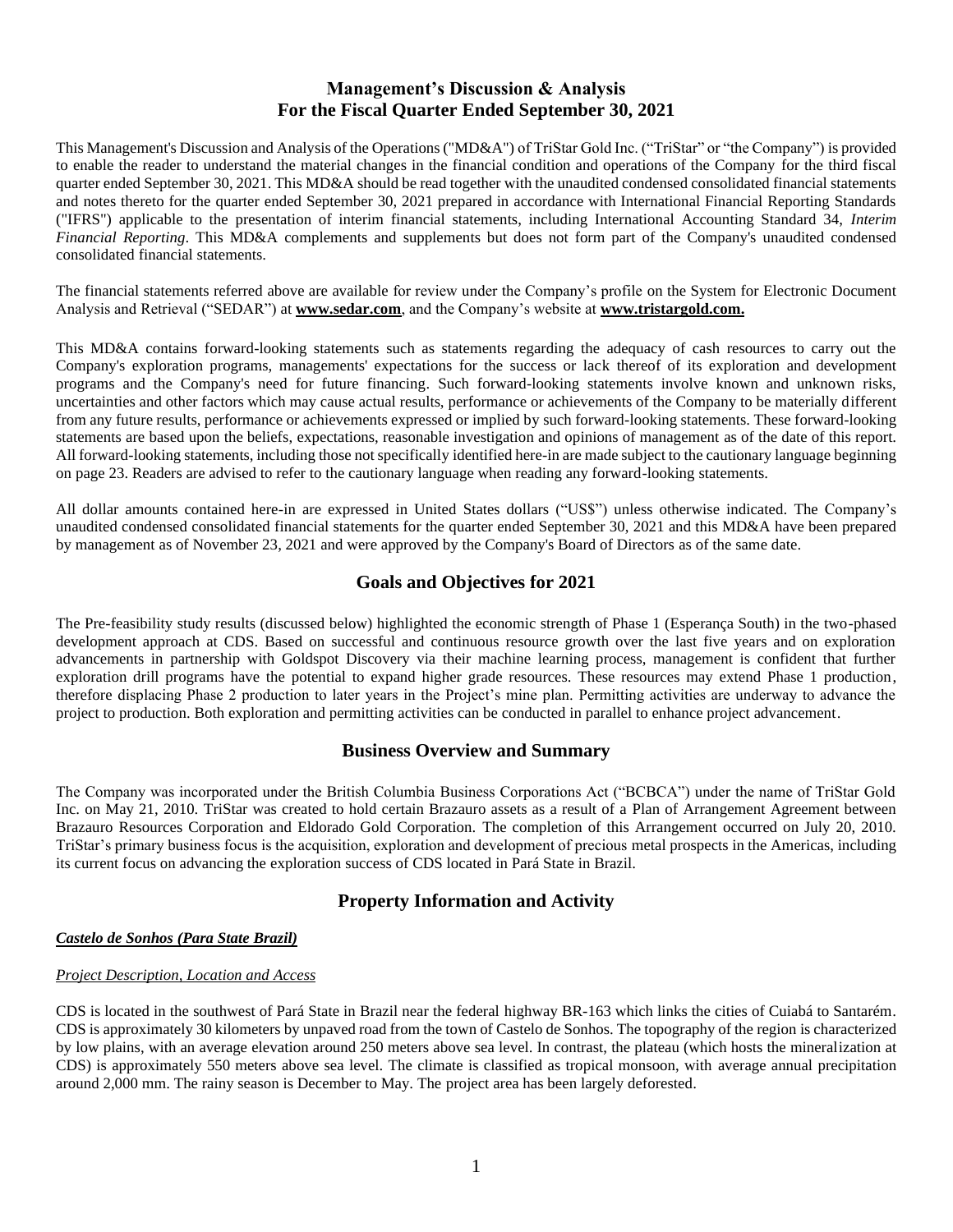# Management's Discussion & Analysis
# For the Fiscal Quarter Ended September 30, 2021

This Management's Discussion and Analysis of the Operations ("MD&A") of TriStar Gold Inc. ("TriStar" or "the Company") is provided to enable the reader to understand the material changes in the financial condition and operations of the Company for the third fiscal quarter ended September 30, 2021. This MD&A should be read together with the unaudited condensed consolidated financial statements and notes thereto for the quarter ended September 30, 2021 prepared in accordance with International Financial Reporting Standards ("IFRS") applicable to the presentation of interim financial statements, including International Accounting Standard 34, *Interim Financial Reporting*. This MD&A complements and supplements but does not form part of the Company's unaudited condensed consolidated financial statements.

The financial statements referred above are available for review under the Company's profile on the System for Electronic Document Analysis and Retrieval ("SEDAR") at **www.sedar.com**, and the Company's website at **www.tristargold.com.**

This MD&A contains forward-looking statements such as statements regarding the adequacy of cash resources to carry out the Company's exploration programs, managements' expectations for the success or lack thereof of its exploration and development programs and the Company's need for future financing. Such forward-looking statements involve known and unknown risks, uncertainties and other factors which may cause actual results, performance or achievements of the Company to be materially different from any future results, performance or achievements expressed or implied by such forward-looking statements. These forward-looking statements are based upon the beliefs, expectations, reasonable investigation and opinions of management as of the date of this report. All forward-looking statements, including those not specifically identified here-in are made subject to the cautionary language beginning on page 23. Readers are advised to refer to the cautionary language when reading any forward-looking statements.

All dollar amounts contained here-in are expressed in United States dollars ("US$") unless otherwise indicated. The Company's unaudited condensed consolidated financial statements for the quarter ended September 30, 2021 and this MD&A have been prepared by management as of November 23, 2021 and were approved by the Company's Board of Directors as of the same date.

## Goals and Objectives for 2021

The Pre-feasibility study results (discussed below) highlighted the economic strength of Phase 1 (Esperança South) in the two-phased development approach at CDS. Based on successful and continuous resource growth over the last five years and on exploration advancements in partnership with Goldspot Discovery via their machine learning process, management is confident that further exploration drill programs have the potential to expand higher grade resources. These resources may extend Phase 1 production, therefore displacing Phase 2 production to later years in the Project's mine plan. Permitting activities are underway to advance the project to production. Both exploration and permitting activities can be conducted in parallel to enhance project advancement.

## Business Overview and Summary

The Company was incorporated under the British Columbia Business Corporations Act ("BCBCA") under the name of TriStar Gold Inc. on May 21, 2010. TriStar was created to hold certain Brazauro assets as a result of a Plan of Arrangement Agreement between Brazauro Resources Corporation and Eldorado Gold Corporation. The completion of this Arrangement occurred on July 20, 2010. TriStar's primary business focus is the acquisition, exploration and development of precious metal prospects in the Americas, including its current focus on advancing the exploration success of CDS located in Pará State in Brazil.

## Property Information and Activity

***Castelo de Sonhos (Para State Brazil)***

*Project Description, Location and Access*

CDS is located in the southwest of Pará State in Brazil near the federal highway BR-163 which links the cities of Cuiabá to Santarém. CDS is approximately 30 kilometers by unpaved road from the town of Castelo de Sonhos. The topography of the region is characterized by low plains, with an average elevation around 250 meters above sea level. In contrast, the plateau (which hosts the mineralization at CDS) is approximately 550 meters above sea level. The climate is classified as tropical monsoon, with average annual precipitation around 2,000 mm. The rainy season is December to May. The project area has been largely deforested.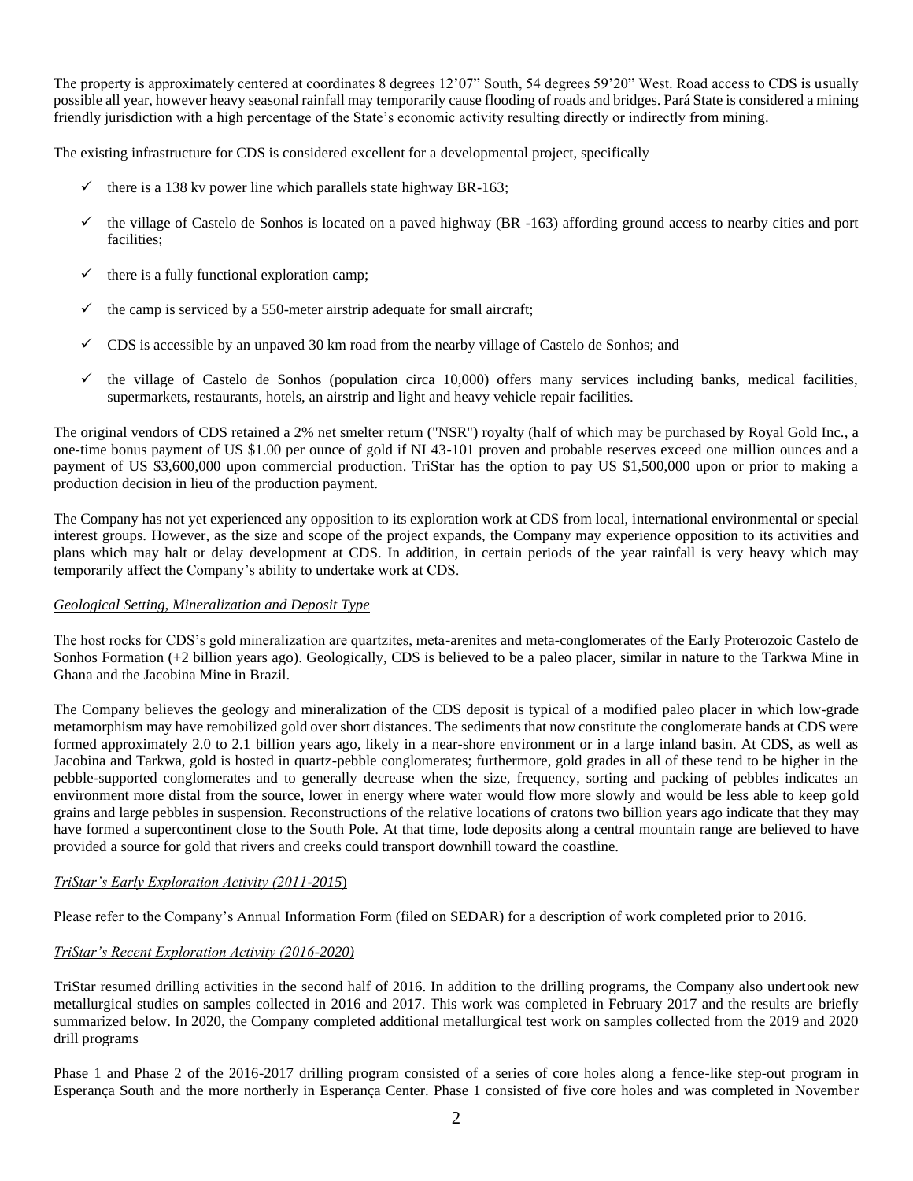The property is approximately centered at coordinates 8 degrees 12'07" South, 54 degrees 59'20" West. Road access to CDS is usually possible all year, however heavy seasonal rainfall may temporarily cause flooding of roads and bridges. Pará State is considered a mining friendly jurisdiction with a high percentage of the State's economic activity resulting directly or indirectly from mining.

The existing infrastructure for CDS is considered excellent for a developmental project, specifically

- ✓ there is a 138 kv power line which parallels state highway BR-163;
- ✓ the village of Castelo de Sonhos is located on a paved highway (BR -163) affording ground access to nearby cities and port facilities;
- ✓ there is a fully functional exploration camp;
- ✓ the camp is serviced by a 550-meter airstrip adequate for small aircraft;
- ✓ CDS is accessible by an unpaved 30 km road from the nearby village of Castelo de Sonhos; and
- ✓ the village of Castelo de Sonhos (population circa 10,000) offers many services including banks, medical facilities, supermarkets, restaurants, hotels, an airstrip and light and heavy vehicle repair facilities.

The original vendors of CDS retained a 2% net smelter return ("NSR") royalty (half of which may be purchased by Royal Gold Inc., a one-time bonus payment of US $1.00 per ounce of gold if NI 43-101 proven and probable reserves exceed one million ounces and a payment of US $3,600,000 upon commercial production. TriStar has the option to pay US $1,500,000 upon or prior to making a production decision in lieu of the production payment.

The Company has not yet experienced any opposition to its exploration work at CDS from local, international environmental or special interest groups. However, as the size and scope of the project expands, the Company may experience opposition to its activities and plans which may halt or delay development at CDS. In addition, in certain periods of the year rainfall is very heavy which may temporarily affect the Company's ability to undertake work at CDS.

*Geological Setting, Mineralization and Deposit Type*

The host rocks for CDS's gold mineralization are quartzites, meta-arenites and meta-conglomerates of the Early Proterozoic Castelo de Sonhos Formation (+2 billion years ago). Geologically, CDS is believed to be a paleo placer, similar in nature to the Tarkwa Mine in Ghana and the Jacobina Mine in Brazil.

The Company believes the geology and mineralization of the CDS deposit is typical of a modified paleo placer in which low-grade metamorphism may have remobilized gold over short distances. The sediments that now constitute the conglomerate bands at CDS were formed approximately 2.0 to 2.1 billion years ago, likely in a near-shore environment or in a large inland basin. At CDS, as well as Jacobina and Tarkwa, gold is hosted in quartz-pebble conglomerates; furthermore, gold grades in all of these tend to be higher in the pebble-supported conglomerates and to generally decrease when the size, frequency, sorting and packing of pebbles indicates an environment more distal from the source, lower in energy where water would flow more slowly and would be less able to keep gold grains and large pebbles in suspension. Reconstructions of the relative locations of cratons two billion years ago indicate that they may have formed a supercontinent close to the South Pole. At that time, lode deposits along a central mountain range are believed to have provided a source for gold that rivers and creeks could transport downhill toward the coastline.

*TriStar's Early Exploration Activity (2011-2015)*

Please refer to the Company's Annual Information Form (filed on SEDAR) for a description of work completed prior to 2016.

*TriStar's Recent Exploration Activity (2016-2020)*

TriStar resumed drilling activities in the second half of 2016. In addition to the drilling programs, the Company also undertook new metallurgical studies on samples collected in 2016 and 2017. This work was completed in February 2017 and the results are briefly summarized below. In 2020, the Company completed additional metallurgical test work on samples collected from the 2019 and 2020 drill programs

Phase 1 and Phase 2 of the 2016-2017 drilling program consisted of a series of core holes along a fence-like step-out program in Esperança South and the more northerly in Esperança Center. Phase 1 consisted of five core holes and was completed in November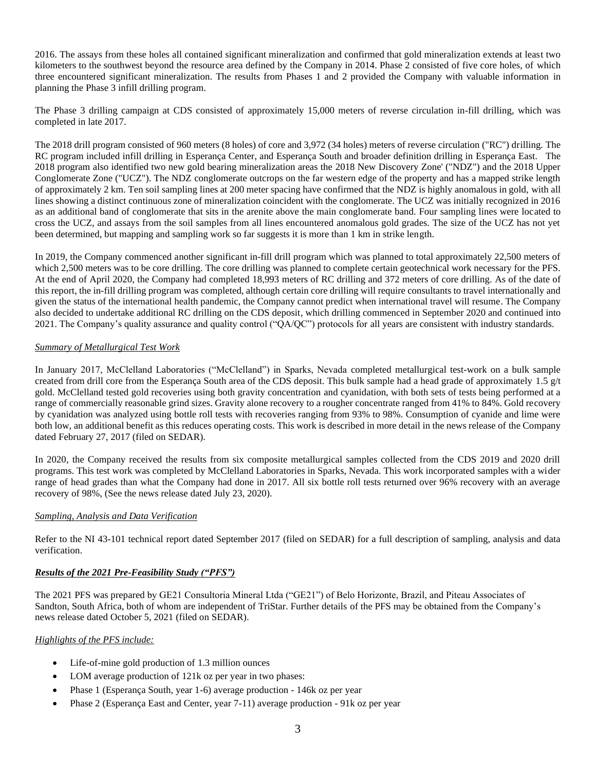2016. The assays from these holes all contained significant mineralization and confirmed that gold mineralization extends at least two kilometers to the southwest beyond the resource area defined by the Company in 2014. Phase 2 consisted of five core holes, of which three encountered significant mineralization. The results from Phases 1 and 2 provided the Company with valuable information in planning the Phase 3 infill drilling program.

The Phase 3 drilling campaign at CDS consisted of approximately 15,000 meters of reverse circulation in-fill drilling, which was completed in late 2017.

The 2018 drill program consisted of 960 meters (8 holes) of core and 3,972 (34 holes) meters of reverse circulation ("RC") drilling. The RC program included infill drilling in Esperança Center, and Esperança South and broader definition drilling in Esperança East. The 2018 program also identified two new gold bearing mineralization areas the 2018 New Discovery Zone' ("NDZ") and the 2018 Upper Conglomerate Zone ("UCZ"). The NDZ conglomerate outcrops on the far western edge of the property and has a mapped strike length of approximately 2 km. Ten soil sampling lines at 200 meter spacing have confirmed that the NDZ is highly anomalous in gold, with all lines showing a distinct continuous zone of mineralization coincident with the conglomerate. The UCZ was initially recognized in 2016 as an additional band of conglomerate that sits in the arenite above the main conglomerate band. Four sampling lines were located to cross the UCZ, and assays from the soil samples from all lines encountered anomalous gold grades. The size of the UCZ has not yet been determined, but mapping and sampling work so far suggests it is more than 1 km in strike length.

In 2019, the Company commenced another significant in-fill drill program which was planned to total approximately 22,500 meters of which 2,500 meters was to be core drilling. The core drilling was planned to complete certain geotechnical work necessary for the PFS. At the end of April 2020, the Company had completed 18,993 meters of RC drilling and 372 meters of core drilling. As of the date of this report, the in-fill drilling program was completed, although certain core drilling will require consultants to travel internationally and given the status of the international health pandemic, the Company cannot predict when international travel will resume. The Company also decided to undertake additional RC drilling on the CDS deposit, which drilling commenced in September 2020 and continued into 2021. The Company's quality assurance and quality control ("QA/QC") protocols for all years are consistent with industry standards.

*Summary of Metallurgical Test Work*

In January 2017, McClelland Laboratories ("McClelland") in Sparks, Nevada completed metallurgical test-work on a bulk sample created from drill core from the Esperança South area of the CDS deposit. This bulk sample had a head grade of approximately 1.5 g/t gold. McClelland tested gold recoveries using both gravity concentration and cyanidation, with both sets of tests being performed at a range of commercially reasonable grind sizes. Gravity alone recovery to a rougher concentrate ranged from 41% to 84%. Gold recovery by cyanidation was analyzed using bottle roll tests with recoveries ranging from 93% to 98%. Consumption of cyanide and lime were both low, an additional benefit as this reduces operating costs. This work is described in more detail in the news release of the Company dated February 27, 2017 (filed on SEDAR).

In 2020, the Company received the results from six composite metallurgical samples collected from the CDS 2019 and 2020 drill programs. This test work was completed by McClelland Laboratories in Sparks, Nevada. This work incorporated samples with a wider range of head grades than what the Company had done in 2017. All six bottle roll tests returned over 96% recovery with an average recovery of 98%, (See the news release dated July 23, 2020).

*Sampling, Analysis and Data Verification*

Refer to the NI 43-101 technical report dated September 2017 (filed on SEDAR) for a full description of sampling, analysis and data verification.

***Results of the 2021 Pre-Feasibility Study ("PFS")***

The 2021 PFS was prepared by GE21 Consultoria Mineral Ltda ("GE21") of Belo Horizonte, Brazil, and Piteau Associates of Sandton, South Africa, both of whom are independent of TriStar. Further details of the PFS may be obtained from the Company's news release dated October 5, 2021 (filed on SEDAR).

*Highlights of the PFS include:*

- Life-of-mine gold production of 1.3 million ounces
- LOM average production of 121k oz per year in two phases:
- Phase 1 (Esperança South, year 1-6) average production - 146k oz per year
- Phase 2 (Esperança East and Center, year 7-11) average production - 91k oz per year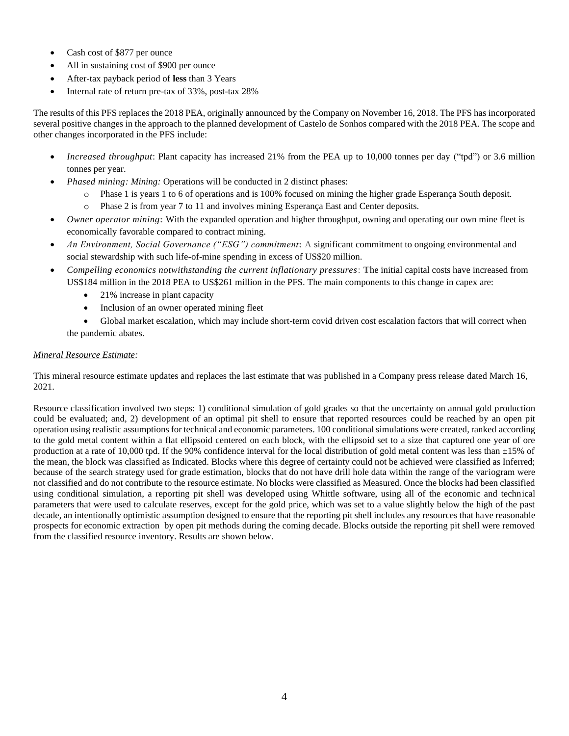- Cash cost of $877 per ounce
- All in sustaining cost of $900 per ounce
- After-tax payback period of **less** than 3 Years
- Internal rate of return pre-tax of 33%, post-tax 28%

The results of this PFS replaces the 2018 PEA, originally announced by the Company on November 16, 2018. The PFS has incorporated several positive changes in the approach to the planned development of Castelo de Sonhos compared with the 2018 PEA. The scope and other changes incorporated in the PFS include:

- *Increased throughput*: Plant capacity has increased 21% from the PEA up to 10,000 tonnes per day ("tpd") or 3.6 million tonnes per year.
- *Phased mining: Mining:* Operations will be conducted in 2 distinct phases:
  - Phase 1 is years 1 to 6 of operations and is 100% focused on mining the higher grade Esperança South deposit.
  - Phase 2 is from year 7 to 11 and involves mining Esperança East and Center deposits.
- *Owner operator mining***:** With the expanded operation and higher throughput, owning and operating our own mine fleet is economically favorable compared to contract mining.
- *An Environment, Social Governance ("ESG") commitment***:** A significant commitment to ongoing environmental and social stewardship with such life-of-mine spending in excess of US$20 million.
- *Compelling economics notwithstanding the current inflationary pressures*: The initial capital costs have increased from US$184 million in the 2018 PEA to US$261 million in the PFS. The main components to this change in capex are:
  - 21% increase in plant capacity
  - Inclusion of an owner operated mining fleet
  - Global market escalation, which may include short-term covid driven cost escalation factors that will correct when the pandemic abates.

*Mineral Resource Estimate:*

This mineral resource estimate updates and replaces the last estimate that was published in a Company press release dated March 16, 2021.

Resource classification involved two steps: 1) conditional simulation of gold grades so that the uncertainty on annual gold production could be evaluated; and, 2) development of an optimal pit shell to ensure that reported resources could be reached by an open pit operation using realistic assumptions for technical and economic parameters. 100 conditional simulations were created, ranked according to the gold metal content within a flat ellipsoid centered on each block, with the ellipsoid set to a size that captured one year of ore production at a rate of 10,000 tpd. If the 90% confidence interval for the local distribution of gold metal content was less than ±15% of the mean, the block was classified as Indicated. Blocks where this degree of certainty could not be achieved were classified as Inferred; because of the search strategy used for grade estimation, blocks that do not have drill hole data within the range of the variogram were not classified and do not contribute to the resource estimate. No blocks were classified as Measured. Once the blocks had been classified using conditional simulation, a reporting pit shell was developed using Whittle software, using all of the economic and technical parameters that were used to calculate reserves, except for the gold price, which was set to a value slightly below the high of the past decade, an intentionally optimistic assumption designed to ensure that the reporting pit shell includes any resources that have reasonable prospects for economic extraction by open pit methods during the coming decade. Blocks outside the reporting pit shell were removed from the classified resource inventory. Results are shown below.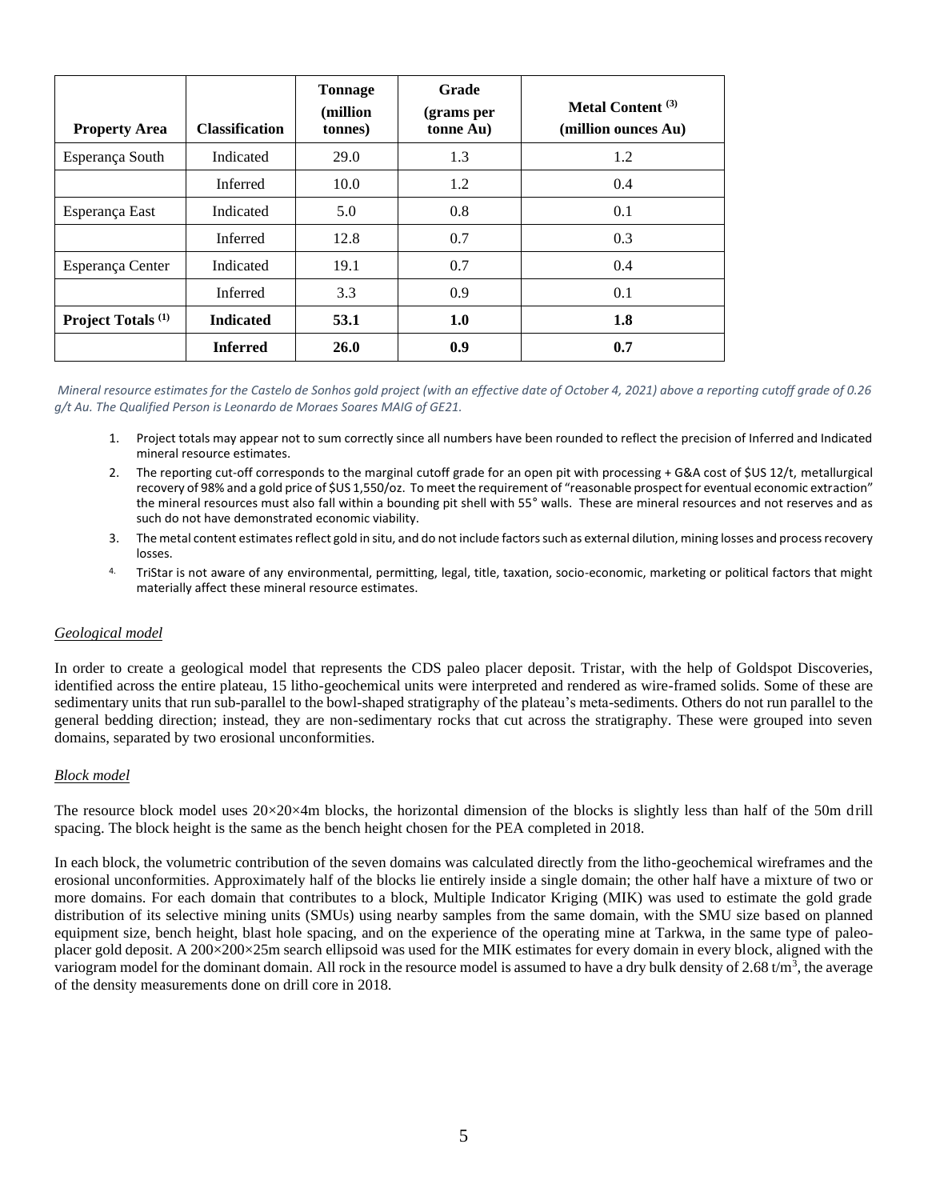| Property Area | Classification | Tonnage (million tonnes) | Grade (grams per tonne Au) | Metal Content [3] (million ounces Au) |
|---|---|---|---|---|
| Esperança South | Indicated | 29.0 | 1.3 | 1.2 |
| | Inferred | 10.0 | 1.2 | 0.4 |
| Esperança East | Indicated | 5.0 | 0.8 | 0.1 |
| | Inferred | 12.8 | 0.7 | 0.3 |
| Esperança Center | Indicated | 19.1 | 0.7 | 0.4 |
| | Inferred | 3.3 | 0.9 | 0.1 |
| **Project Totals [1]** | **Indicated** | **53.1** | **1.0** | **1.8** |
| | **Inferred** | **26.0** | **0.9** | **0.7** |

*Mineral resource estimates for the Castelo de Sonhos gold project (with an effective date of October 4, 2021) above a reporting cutoff grade of 0.26 g/t Au. The Qualified Person is Leonardo de Moraes Soares MAIG of GE21.*

1. Project totals may appear not to sum correctly since all numbers have been rounded to reflect the precision of Inferred and Indicated mineral resource estimates.
2. The reporting cut-off corresponds to the marginal cutoff grade for an open pit with processing + G&A cost of $US 12/t, metallurgical recovery of 98% and a gold price of $US 1,550/oz. To meet the requirement of "reasonable prospect for eventual economic extraction" the mineral resources must also fall within a bounding pit shell with 55° walls. These are mineral resources and not reserves and as such do not have demonstrated economic viability.
3. The metal content estimates reflect gold in situ, and do not include factors such as external dilution, mining losses and process recovery losses.
4. TriStar is not aware of any environmental, permitting, legal, title, taxation, socio-economic, marketing or political factors that might materially affect these mineral resource estimates.

*Geological model*

In order to create a geological model that represents the CDS paleo placer deposit. Tristar, with the help of Goldspot Discoveries, identified across the entire plateau, 15 litho-geochemical units were interpreted and rendered as wire-framed solids. Some of these are sedimentary units that run sub-parallel to the bowl-shaped stratigraphy of the plateau's meta-sediments. Others do not run parallel to the general bedding direction; instead, they are non-sedimentary rocks that cut across the stratigraphy. These were grouped into seven domains, separated by two erosional unconformities.

*Block model*

The resource block model uses 20×20×4m blocks, the horizontal dimension of the blocks is slightly less than half of the 50m drill spacing. The block height is the same as the bench height chosen for the PEA completed in 2018.

In each block, the volumetric contribution of the seven domains was calculated directly from the litho-geochemical wireframes and the erosional unconformities. Approximately half of the blocks lie entirely inside a single domain; the other half have a mixture of two or more domains. For each domain that contributes to a block, Multiple Indicator Kriging (MIK) was used to estimate the gold grade distribution of its selective mining units (SMUs) using nearby samples from the same domain, with the SMU size based on planned equipment size, bench height, blast hole spacing, and on the experience of the operating mine at Tarkwa, in the same type of paleo-placer gold deposit. A 200×200×25m search ellipsoid was used for the MIK estimates for every domain in every block, aligned with the variogram model for the dominant domain. All rock in the resource model is assumed to have a dry bulk density of 2.68 t/m$^3$, the average of the density measurements done on drill core in 2018.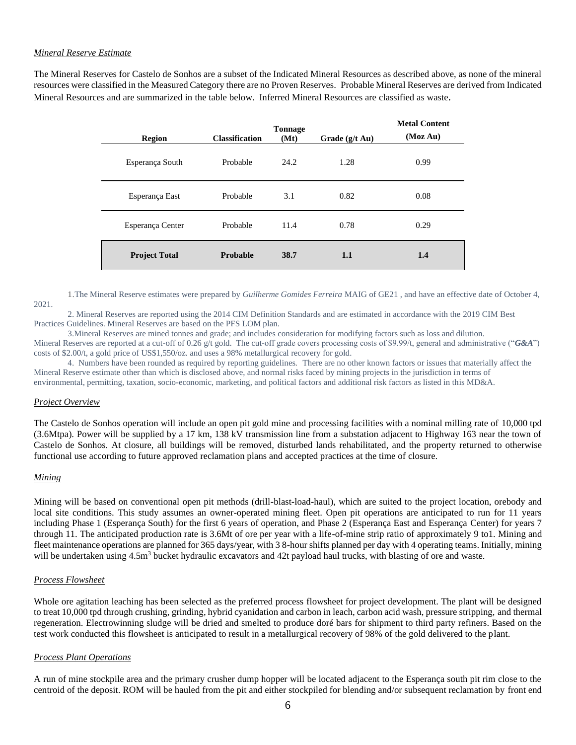*Mineral Reserve Estimate*

The Mineral Reserves for Castelo de Sonhos are a subset of the Indicated Mineral Resources as described above, as none of the mineral resources were classified in the Measured Category there are no Proven Reserves. Probable Mineral Reserves are derived from Indicated Mineral Resources and are summarized in the table below. Inferred Mineral Resources are classified as waste.

| Region | Classification | Tonnage (Mt) | Grade (g/t Au) | Metal Content (Moz Au) |
|---|---|---|---|---|
| Esperança South | Probable | 24.2 | 1.28 | 0.99 |
| Esperança East | Probable | 3.1 | 0.82 | 0.08 |
| Esperança Center | Probable | 11.4 | 0.78 | 0.29 |
| **Project Total** | **Probable** | **38.7** | **1.1** | **1.4** |

1. The Mineral Reserve estimates were prepared by *Guilherme Gomides Ferreira* MAIG of GE21 , and have an effective date of October 4, 2021.
2. Mineral Reserves are reported using the 2014 CIM Definition Standards and are estimated in accordance with the 2019 CIM Best Practices Guidelines. Mineral Reserves are based on the PFS LOM plan.
3. Mineral Reserves are mined tonnes and grade; and includes consideration for modifying factors such as loss and dilution. Mineral Reserves are reported at a cut-off of 0.26 g/t gold. The cut-off grade covers processing costs of $9.99/t, general and administrative ("***G&A***") costs of $2.00/t, a gold price of US$1,550/oz. and uses a 98% metallurgical recovery for gold.
4. Numbers have been rounded as required by reporting guidelines. There are no other known factors or issues that materially affect the Mineral Reserve estimate other than which is disclosed above, and normal risks faced by mining projects in the jurisdiction in terms of environmental, permitting, taxation, socio-economic, marketing, and political factors and additional risk factors as listed in this MD&A.

*Project Overview*

The Castelo de Sonhos operation will include an open pit gold mine and processing facilities with a nominal milling rate of 10,000 tpd (3.6Mtpa). Power will be supplied by a 17 km, 138 kV transmission line from a substation adjacent to Highway 163 near the town of Castelo de Sonhos. At closure, all buildings will be removed, disturbed lands rehabilitated, and the property returned to otherwise functional use according to future approved reclamation plans and accepted practices at the time of closure.

*Mining*

Mining will be based on conventional open pit methods (drill-blast-load-haul), which are suited to the project location, orebody and local site conditions. This study assumes an owner-operated mining fleet. Open pit operations are anticipated to run for 11 years including Phase 1 (Esperança South) for the first 6 years of operation, and Phase 2 (Esperança East and Esperança Center) for years 7 through 11. The anticipated production rate is 3.6Mt of ore per year with a life-of-mine strip ratio of approximately 9 to1. Mining and fleet maintenance operations are planned for 365 days/year, with 3 8-hour shifts planned per day with 4 operating teams. Initially, mining will be undertaken using 4.5m$^3$ bucket hydraulic excavators and 42t payload haul trucks, with blasting of ore and waste.

*Process Flowsheet*

Whole ore agitation leaching has been selected as the preferred process flowsheet for project development. The plant will be designed to treat 10,000 tpd through crushing, grinding, hybrid cyanidation and carbon in leach, carbon acid wash, pressure stripping, and thermal regeneration. Electrowinning sludge will be dried and smelted to produce doré bars for shipment to third party refiners. Based on the test work conducted this flowsheet is anticipated to result in a metallurgical recovery of 98% of the gold delivered to the plant.

*Process Plant Operations*

A run of mine stockpile area and the primary crusher dump hopper will be located adjacent to the Esperança south pit rim close to the centroid of the deposit. ROM will be hauled from the pit and either stockpiled for blending and/or subsequent reclamation by front end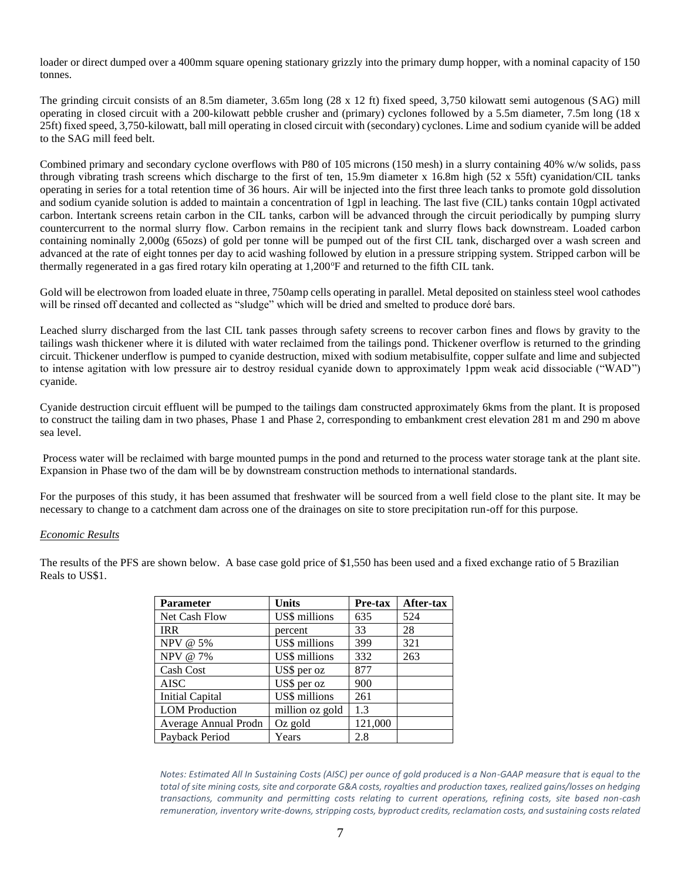loader or direct dumped over a 400mm square opening stationary grizzly into the primary dump hopper, with a nominal capacity of 150 tonnes.

The grinding circuit consists of an 8.5m diameter, 3.65m long (28 x 12 ft) fixed speed, 3,750 kilowatt semi autogenous (SAG) mill operating in closed circuit with a 200-kilowatt pebble crusher and (primary) cyclones followed by a 5.5m diameter, 7.5m long (18 x 25ft) fixed speed, 3,750-kilowatt, ball mill operating in closed circuit with (secondary) cyclones. Lime and sodium cyanide will be added to the SAG mill feed belt.

Combined primary and secondary cyclone overflows with P80 of 105 microns (150 mesh) in a slurry containing 40% w/w solids, pass through vibrating trash screens which discharge to the first of ten, 15.9m diameter x 16.8m high (52 x 55ft) cyanidation/CIL tanks operating in series for a total retention time of 36 hours. Air will be injected into the first three leach tanks to promote gold dissolution and sodium cyanide solution is added to maintain a concentration of 1gpl in leaching. The last five (CIL) tanks contain 10gpl activated carbon. Intertank screens retain carbon in the CIL tanks, carbon will be advanced through the circuit periodically by pumping slurry countercurrent to the normal slurry flow. Carbon remains in the recipient tank and slurry flows back downstream. Loaded carbon containing nominally 2,000g (65ozs) of gold per tonne will be pumped out of the first CIL tank, discharged over a wash screen and advanced at the rate of eight tonnes per day to acid washing followed by elution in a pressure stripping system. Stripped carbon will be thermally regenerated in a gas fired rotary kiln operating at 1,200ºF and returned to the fifth CIL tank.

Gold will be electrowon from loaded eluate in three, 750amp cells operating in parallel. Metal deposited on stainless steel wool cathodes will be rinsed off decanted and collected as "sludge" which will be dried and smelted to produce doré bars.

Leached slurry discharged from the last CIL tank passes through safety screens to recover carbon fines and flows by gravity to the tailings wash thickener where it is diluted with water reclaimed from the tailings pond. Thickener overflow is returned to the grinding circuit. Thickener underflow is pumped to cyanide destruction, mixed with sodium metabisulfite, copper sulfate and lime and subjected to intense agitation with low pressure air to destroy residual cyanide down to approximately 1ppm weak acid dissociable ("WAD") cyanide.

Cyanide destruction circuit effluent will be pumped to the tailings dam constructed approximately 6kms from the plant. It is proposed to construct the tailing dam in two phases, Phase 1 and Phase 2, corresponding to embankment crest elevation 281 m and 290 m above sea level.

Process water will be reclaimed with barge mounted pumps in the pond and returned to the process water storage tank at the plant site. Expansion in Phase two of the dam will be by downstream construction methods to international standards.

For the purposes of this study, it has been assumed that freshwater will be sourced from a well field close to the plant site. It may be necessary to change to a catchment dam across one of the drainages on site to store precipitation run-off for this purpose.

*Economic Results*

The results of the PFS are shown below. A base case gold price of $1,550 has been used and a fixed exchange ratio of 5 Brazilian Reals to US$1.

| Parameter | Units | Pre-tax | After-tax |
|---|---|---|---|
| Net Cash Flow | US$ millions | 635 | 524 |
| IRR | percent | 33 | 28 |
| NPV @ 5% | US$ millions | 399 | 321 |
| NPV @ 7% | US$ millions | 332 | 263 |
| Cash Cost | US$ per oz | 877 | |
| AISC | US$ per oz | 900 | |
| Initial Capital | US$ millions | 261 | |
| LOM Production | million oz gold | 1.3 | |
| Average Annual Prodn | Oz gold | 121,000 | |
| Payback Period | Years | 2.8 | |

*Notes: Estimated All In Sustaining Costs (AISC) per ounce of gold produced is a Non-GAAP measure that is equal to the total of site mining costs, site and corporate G&A costs, royalties and production taxes, realized gains/losses on hedging transactions, community and permitting costs relating to current operations, refining costs, site based non-cash remuneration, inventory write-downs, stripping costs, byproduct credits, reclamation costs, and sustaining costs related*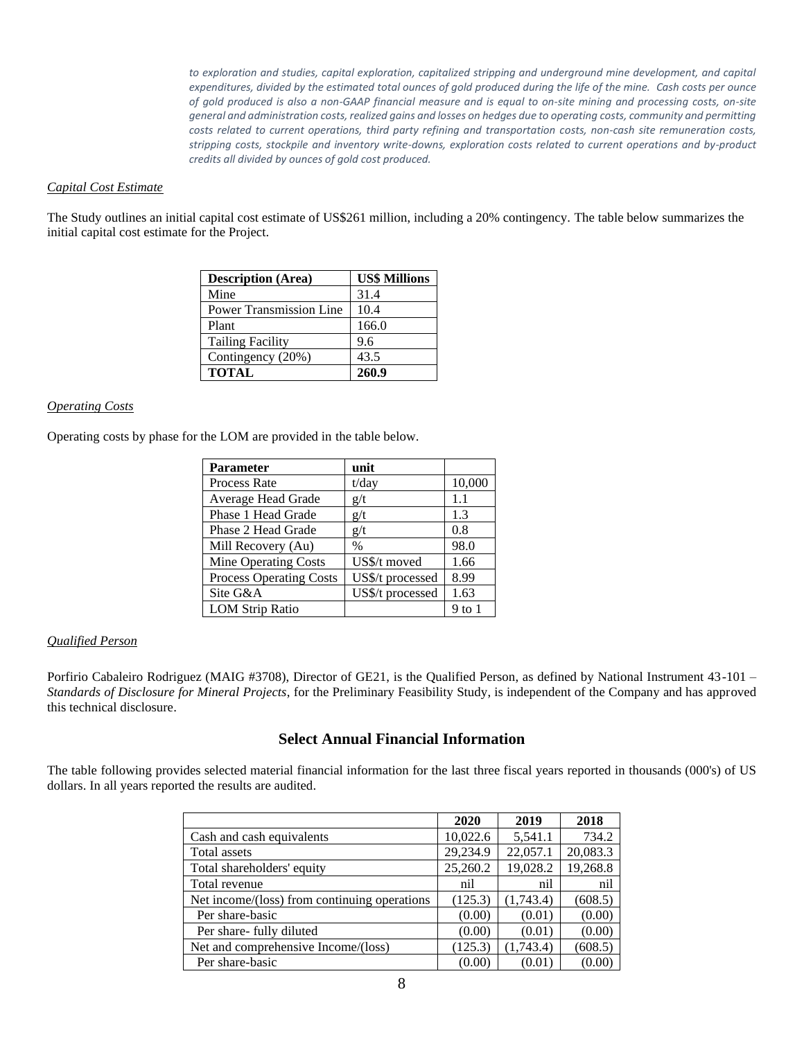*to exploration and studies, capital exploration, capitalized stripping and underground mine development, and capital expenditures, divided by the estimated total ounces of gold produced during the life of the mine. Cash costs per ounce of gold produced is also a non-GAAP financial measure and is equal to on-site mining and processing costs, on-site general and administration costs, realized gains and losses on hedges due to operating costs, community and permitting costs related to current operations, third party refining and transportation costs, non-cash site remuneration costs, stripping costs, stockpile and inventory write-downs, exploration costs related to current operations and by-product credits all divided by ounces of gold cost produced.*

*Capital Cost Estimate*

The Study outlines an initial capital cost estimate of US$261 million, including a 20% contingency. The table below summarizes the initial capital cost estimate for the Project.

| **Description (Area)** | **US$ Millions** |
|---|---|
| Mine | 31.4 |
| Power Transmission Line | 10.4 |
| Plant | 166.0 |
| Tailing Facility | 9.6 |
| Contingency (20%) | 43.5 |
| **TOTAL** | **260.9** |

*Operating Costs*

Operating costs by phase for the LOM are provided in the table below.

| **Parameter** | **unit** | |
|---|---|---|
| Process Rate | t/day | 10,000 |
| Average Head Grade | g/t | 1.1 |
| Phase 1 Head Grade | g/t | 1.3 |
| Phase 2 Head Grade | g/t | 0.8 |
| Mill Recovery (Au) | % | 98.0 |
| Mine Operating Costs | US$/t moved | 1.66 |
| Process Operating Costs | US$/t processed | 8.99 |
| Site G&A | US$/t processed | 1.63 |
| LOM Strip Ratio | | 9 to 1 |

*Qualified Person*

Porfirio Cabaleiro Rodriguez (MAIG #3708), Director of GE21, is the Qualified Person, as defined by National Instrument 43-101 – *Standards of Disclosure for Mineral Projects*, for the Preliminary Feasibility Study, is independent of the Company and has approved this technical disclosure.

## Select Annual Financial Information

The table following provides selected material financial information for the last three fiscal years reported in thousands (000's) of US dollars. In all years reported the results are audited.

| | **2020** | **2019** | **2018** |
|---|---|---|---|
| Cash and cash equivalents | 10,022.6 | 5,541.1 | 734.2 |
| Total assets | 29,234.9 | 22,057.1 | 20,083.3 |
| Total shareholders' equity | 25,260.2 | 19,028.2 | 19,268.8 |
| Total revenue | nil | nil | nil |
| Net income/(loss) from continuing operations | (125.3) | (1,743.4) | (608.5) |
| Per share-basic | (0.00) | (0.01) | (0.00) |
| Per share- fully diluted | (0.00) | (0.01) | (0.00) |
| Net and comprehensive Income/(loss) | (125.3) | (1,743.4) | (608.5) |
| Per share-basic | (0.00) | (0.01) | (0.00) |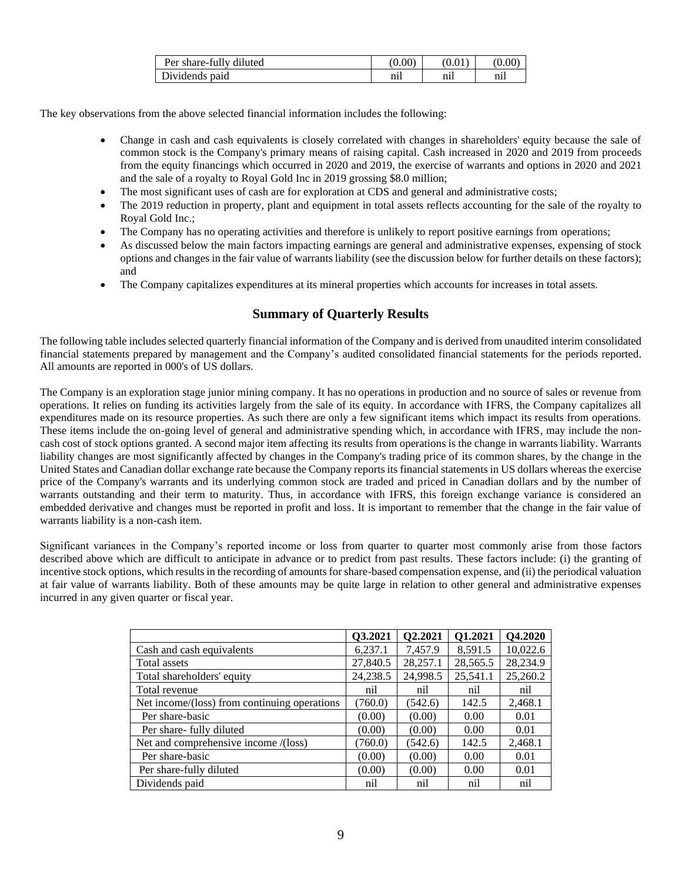| Per share-fully diluted | (0.00) | (0.01) | (0.00) |
|---|---|---|---|
| Dividends paid | nil | nil | nil |

The key observations from the above selected financial information includes the following:

- Change in cash and cash equivalents is closely correlated with changes in shareholders' equity because the sale of common stock is the Company's primary means of raising capital. Cash increased in 2020 and 2019 from proceeds from the equity financings which occurred in 2020 and 2019, the exercise of warrants and options in 2020 and 2021 and the sale of a royalty to Royal Gold Inc in 2019 grossing $8.0 million;
- The most significant uses of cash are for exploration at CDS and general and administrative costs;
- The 2019 reduction in property, plant and equipment in total assets reflects accounting for the sale of the royalty to Royal Gold Inc.;
- The Company has no operating activities and therefore is unlikely to report positive earnings from operations;
- As discussed below the main factors impacting earnings are general and administrative expenses, expensing of stock options and changes in the fair value of warrants liability (see the discussion below for further details on these factors); and
- The Company capitalizes expenditures at its mineral properties which accounts for increases in total assets.

## Summary of Quarterly Results

The following table includes selected quarterly financial information of the Company and is derived from unaudited interim consolidated financial statements prepared by management and the Company's audited consolidated financial statements for the periods reported. All amounts are reported in 000's of US dollars.

The Company is an exploration stage junior mining company. It has no operations in production and no source of sales or revenue from operations. It relies on funding its activities largely from the sale of its equity. In accordance with IFRS, the Company capitalizes all expenditures made on its resource properties. As such there are only a few significant items which impact its results from operations. These items include the on-going level of general and administrative spending which, in accordance with IFRS, may include the non-cash cost of stock options granted. A second major item affecting its results from operations is the change in warrants liability. Warrants liability changes are most significantly affected by changes in the Company's trading price of its common shares, by the change in the United States and Canadian dollar exchange rate because the Company reports its financial statements in US dollars whereas the exercise price of the Company's warrants and its underlying common stock are traded and priced in Canadian dollars and by the number of warrants outstanding and their term to maturity. Thus, in accordance with IFRS, this foreign exchange variance is considered an embedded derivative and changes must be reported in profit and loss. It is important to remember that the change in the fair value of warrants liability is a non-cash item.

Significant variances in the Company's reported income or loss from quarter to quarter most commonly arise from those factors described above which are difficult to anticipate in advance or to predict from past results. These factors include: (i) the granting of incentive stock options, which results in the recording of amounts for share-based compensation expense, and (ii) the periodical valuation at fair value of warrants liability. Both of these amounts may be quite large in relation to other general and administrative expenses incurred in any given quarter or fiscal year.

| | Q3.2021 | Q2.2021 | Q1.2021 | Q4.2020 |
|---|---|---|---|---|
| Cash and cash equivalents | 6,237.1 | 7,457.9 | 8,591.5 | 10,022.6 |
| Total assets | 27,840.5 | 28,257.1 | 28,565.5 | 28,234.9 |
| Total shareholders' equity | 24,238.5 | 24,998.5 | 25,541.1 | 25,260.2 |
| Total revenue | nil | nil | nil | nil |
| Net income/(loss) from continuing operations | (760.0) | (542.6) | 142.5 | 2,468.1 |
| Per share-basic | (0.00) | (0.00) | 0.00 | 0.01 |
| Per share- fully diluted | (0.00) | (0.00) | 0.00 | 0.01 |
| Net and comprehensive income /(loss) | (760.0) | (542.6) | 142.5 | 2,468.1 |
| Per share-basic | (0.00) | (0.00) | 0.00 | 0.01 |
| Per share-fully diluted | (0.00) | (0.00) | 0.00 | 0.01 |
| Dividends paid | nil | nil | nil | nil |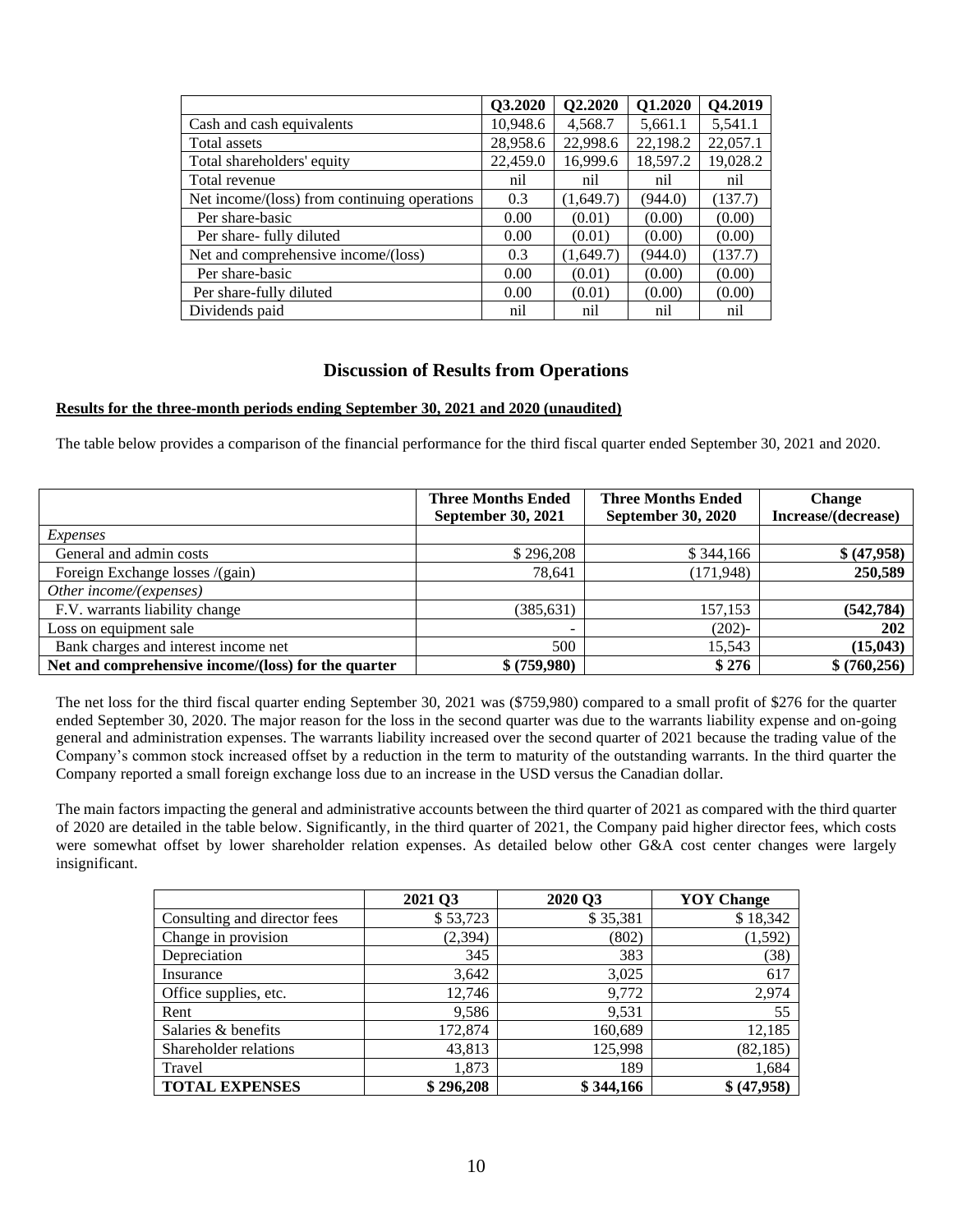| | Q3.2020 | Q2.2020 | Q1.2020 | Q4.2019 |
|---|---|---|---|---|
| Cash and cash equivalents | 10,948.6 | 4,568.7 | 5,661.1 | 5,541.1 |
| Total assets | 28,958.6 | 22,998.6 | 22,198.2 | 22,057.1 |
| Total shareholders' equity | 22,459.0 | 16,999.6 | 18,597.2 | 19,028.2 |
| Total revenue | nil | nil | nil | nil |
| Net income/(loss) from continuing operations | 0.3 | (1,649.7) | (944.0) | (137.7) |
| Per share-basic | 0.00 | (0.01) | (0.00) | (0.00) |
| Per share- fully diluted | 0.00 | (0.01) | (0.00) | (0.00) |
| Net and comprehensive income/(loss) | 0.3 | (1,649.7) | (944.0) | (137.7) |
| Per share-basic | 0.00 | (0.01) | (0.00) | (0.00) |
| Per share-fully diluted | 0.00 | (0.01) | (0.00) | (0.00) |
| Dividends paid | nil | nil | nil | nil |

## Discussion of Results from Operations

**Results for the three-month periods ending September 30, 2021 and 2020 (unaudited)**

The table below provides a comparison of the financial performance for the third fiscal quarter ended September 30, 2021 and 2020.

| | Three Months Ended September 30, 2021 | Three Months Ended September 30, 2020 | Change Increase/(decrease) |
|---|---|---|---|
| *Expenses* | | | |
| General and admin costs | $ 296,208 | $ 344,166 | **$ (47,958)** |
| Foreign Exchange losses /(gain) | 78,641 | (171,948) | **250,589** |
| *Other income/(expenses)* | | | |
| F.V. warrants liability change | (385,631) | 157,153 | **(542,784)** |
| Loss on equipment sale | - | (202)- | **202** |
| Bank charges and interest income net | 500 | 15,543 | **(15,043)** |
| **Net and comprehensive income/(loss) for the quarter** | **$ (759,980)** | **$ 276** | **$ (760,256)** |

The net loss for the third fiscal quarter ending September 30, 2021 was ($759,980) compared to a small profit of $276 for the quarter ended September 30, 2020. The major reason for the loss in the second quarter was due to the warrants liability expense and on-going general and administration expenses. The warrants liability increased over the second quarter of 2021 because the trading value of the Company's common stock increased offset by a reduction in the term to maturity of the outstanding warrants. In the third quarter the Company reported a small foreign exchange loss due to an increase in the USD versus the Canadian dollar.

The main factors impacting the general and administrative accounts between the third quarter of 2021 as compared with the third quarter of 2020 are detailed in the table below. Significantly, in the third quarter of 2021, the Company paid higher director fees, which costs were somewhat offset by lower shareholder relation expenses. As detailed below other G&A cost center changes were largely insignificant.

| | 2021 Q3 | 2020 Q3 | YOY Change |
|---|---|---|---|
| Consulting and director fees | $ 53,723 | $ 35,381 | $ 18,342 |
| Change in provision | (2,394) | (802) | (1,592) |
| Depreciation | 345 | 383 | (38) |
| Insurance | 3,642 | 3,025 | 617 |
| Office supplies, etc. | 12,746 | 9,772 | 2,974 |
| Rent | 9,586 | 9,531 | 55 |
| Salaries & benefits | 172,874 | 160,689 | 12,185 |
| Shareholder relations | 43,813 | 125,998 | (82,185) |
| Travel | 1,873 | 189 | 1,684 |
| **TOTAL EXPENSES** | **$ 296,208** | **$ 344,166** | **$ (47,958)** |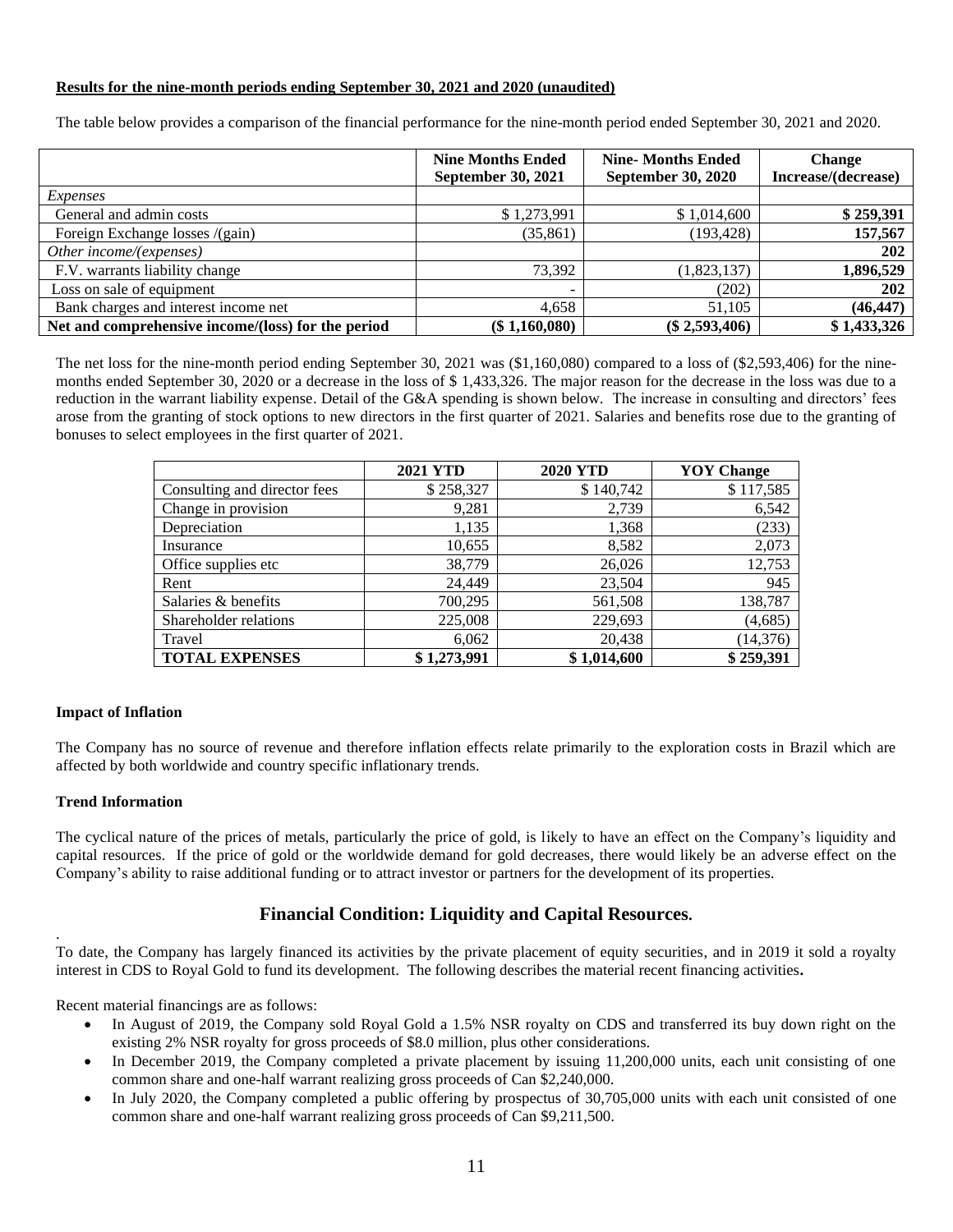**Results for the nine-month periods ending September 30, 2021 and 2020 (unaudited)**

The table below provides a comparison of the financial performance for the nine-month period ended September 30, 2021 and 2020.

| | Nine Months Ended September 30, 2021 | Nine- Months Ended September 30, 2020 | Change Increase/(decrease) |
|---|---|---|---|
| *Expenses* | | | |
| General and admin costs | $ 1,273,991 | $ 1,014,600 | **$ 259,391** |
| Foreign Exchange losses /(gain) | (35,861) | (193,428) | **157,567** |
| *Other income/(expenses)* | | | **202** |
| F.V. warrants liability change | 73,392 | (1,823,137) | **1,896,529** |
| Loss on sale of equipment | - | (202) | **202** |
| Bank charges and interest income net | 4,658 | 51,105 | **(46,447)** |
| **Net and comprehensive income/(loss) for the period** | **($ 1,160,080)** | **($ 2,593,406)** | **$ 1,433,326** |

The net loss for the nine-month period ending September 30, 2021 was ($1,160,080) compared to a loss of ($2,593,406) for the nine-months ended September 30, 2020 or a decrease in the loss of $ 1,433,326. The major reason for the decrease in the loss was due to a reduction in the warrant liability expense. Detail of the G&A spending is shown below. The increase in consulting and directors' fees arose from the granting of stock options to new directors in the first quarter of 2021. Salaries and benefits rose due to the granting of bonuses to select employees in the first quarter of 2021.

| | 2021 YTD | 2020 YTD | YOY Change |
|---|---|---|---|
| Consulting and director fees | $ 258,327 | $ 140,742 | $ 117,585 |
| Change in provision | 9,281 | 2,739 | 6,542 |
| Depreciation | 1,135 | 1,368 | (233) |
| Insurance | 10,655 | 8,582 | 2,073 |
| Office supplies etc | 38,779 | 26,026 | 12,753 |
| Rent | 24,449 | 23,504 | 945 |
| Salaries & benefits | 700,295 | 561,508 | 138,787 |
| Shareholder relations | 225,008 | 229,693 | (4,685) |
| Travel | 6,062 | 20,438 | (14,376) |
| **TOTAL EXPENSES** | **$ 1,273,991** | **$ 1,014,600** | **$ 259,391** |

**Impact of Inflation**

The Company has no source of revenue and therefore inflation effects relate primarily to the exploration costs in Brazil which are affected by both worldwide and country specific inflationary trends.

**Trend Information**

The cyclical nature of the prices of metals, particularly the price of gold, is likely to have an effect on the Company's liquidity and capital resources. If the price of gold or the worldwide demand for gold decreases, there would likely be an adverse effect on the Company's ability to raise additional funding or to attract investor or partners for the development of its properties.

## Financial Condition: Liquidity and Capital Resources.

To date, the Company has largely financed its activities by the private placement of equity securities, and in 2019 it sold a royalty interest in CDS to Royal Gold to fund its development. The following describes the material recent financing activities**.**

Recent material financings are as follows:

- In August of 2019, the Company sold Royal Gold a 1.5% NSR royalty on CDS and transferred its buy down right on the existing 2% NSR royalty for gross proceeds of $8.0 million, plus other considerations.
- In December 2019, the Company completed a private placement by issuing 11,200,000 units, each unit consisting of one common share and one-half warrant realizing gross proceeds of Can $2,240,000.
- In July 2020, the Company completed a public offering by prospectus of 30,705,000 units with each unit consisted of one common share and one-half warrant realizing gross proceeds of Can $9,211,500.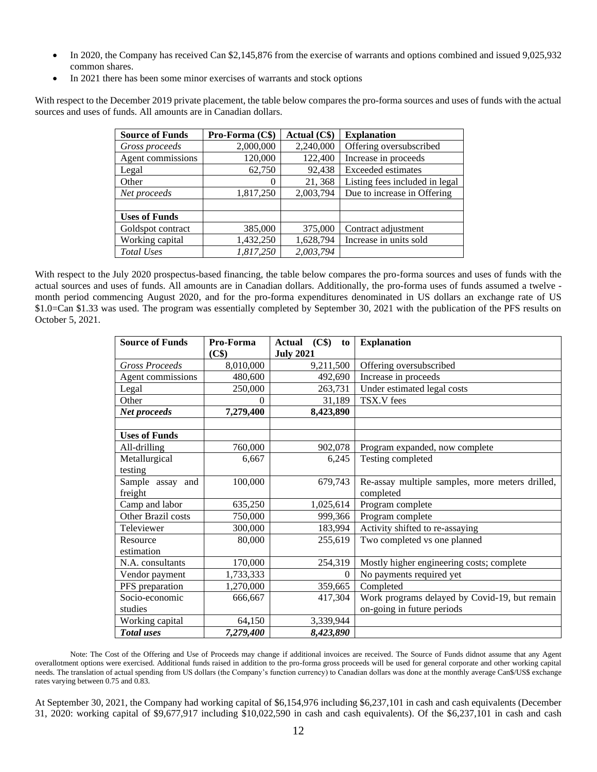- In 2020, the Company has received Can $2,145,876 from the exercise of warrants and options combined and issued 9,025,932 common shares.
- In 2021 there has been some minor exercises of warrants and stock options

With respect to the December 2019 private placement, the table below compares the pro-forma sources and uses of funds with the actual sources and uses of funds. All amounts are in Canadian dollars.

| Source of Funds | Pro-Forma (C$) | Actual (C$) | Explanation |
|---|---|---|---|
| *Gross proceeds* | 2,000,000 | 2,240,000 | Offering oversubscribed |
| Agent commissions | 120,000 | 122,400 | Increase in proceeds |
| Legal | 62,750 | 92,438 | Exceeded estimates |
| Other | 0 | 21, 368 | Listing fees included in legal |
| *Net proceeds* | 1,817,250 | 2,003,794 | Due to increase in Offering |
| | | | |
| **Uses of Funds** | | | |
| Goldspot contract | 385,000 | 375,000 | Contract adjustment |
| Working capital | 1,432,250 | 1,628,794 | Increase in units sold |
| *Total Uses* | *1,817,250* | *2,003,794* | |

With respect to the July 2020 prospectus-based financing, the table below compares the pro-forma sources and uses of funds with the actual sources and uses of funds. All amounts are in Canadian dollars. Additionally, the pro-forma uses of funds assumed a twelve - month period commencing August 2020, and for the pro-forma expenditures denominated in US dollars an exchange rate of US $1.0=Can $1.33 was used. The program was essentially completed by September 30, 2021 with the publication of the PFS results on October 5, 2021.

| Source of Funds | Pro-Forma (C$) | Actual (C$) to July 2021 | Explanation |
|---|---|---|---|
| *Gross Proceeds* | 8,010,000 | 9,211,500 | Offering oversubscribed |
| Agent commissions | 480,600 | 492,690 | Increase in proceeds |
| Legal | 250,000 | 263,731 | Under estimated legal costs |
| Other | 0 | 31,189 | TSX.V fees |
| ***Net proceeds*** | **7,279,400** | **8,423,890** | |
| | | | |
| **Uses of Funds** | | | |
| All-drilling | 760,000 | 902,078 | Program expanded, now complete |
| Metallurgical testing | 6,667 | 6,245 | Testing completed |
| Sample assay and freight | 100,000 | 679,743 | Re-assay multiple samples, more meters drilled, completed |
| Camp and labor | 635,250 | 1,025,614 | Program complete |
| Other Brazil costs | 750,000 | 999,366 | Program complete |
| Televiewer | 300,000 | 183,994 | Activity shifted to re-assaying |
| Resource estimation | 80,000 | 255,619 | Two completed vs one planned |
| N.A. consultants | 170,000 | 254,319 | Mostly higher engineering costs; complete |
| Vendor payment | 1,733,333 | 0 | No payments required yet |
| PFS preparation | 1,270,000 | 359,665 | Completed |
| Socio-economic studies | 666,667 | 417,304 | Work programs delayed by Covid-19, but remain on-going in future periods |
| Working capital | 64,150 | 3,339,944 | |
| ***Total uses*** | ***7,279,400*** | ***8,423,890*** | |

Note: The Cost of the Offering and Use of Proceeds may change if additional invoices are received. The Source of Funds didnot assume that any Agent overallotment options were exercised. Additional funds raised in addition to the pro-forma gross proceeds will be used for general corporate and other working capital needs. The translation of actual spending from US dollars (the Company's function currency) to Canadian dollars was done at the monthly average Can$/US$ exchange rates varying between 0.75 and 0.83.

At September 30, 2021, the Company had working capital of $6,154,976 including $6,237,101 in cash and cash equivalents (December 31, 2020: working capital of $9,677,917 including $10,022,590 in cash and cash equivalents). Of the $6,237,101 in cash and cash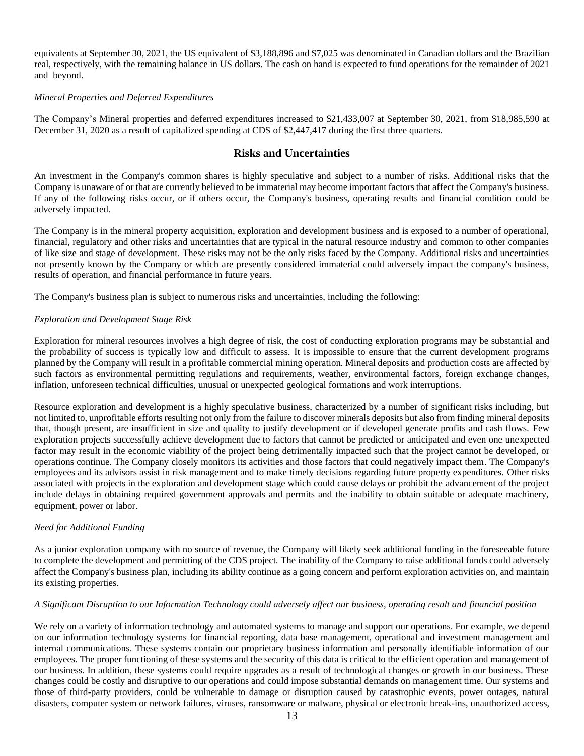equivalents at September 30, 2021, the US equivalent of $3,188,896 and $7,025 was denominated in Canadian dollars and the Brazilian real, respectively, with the remaining balance in US dollars. The cash on hand is expected to fund operations for the remainder of 2021 and beyond.

*Mineral Properties and Deferred Expenditures*

The Company's Mineral properties and deferred expenditures increased to $21,433,007 at September 30, 2021, from $18,985,590 at December 31, 2020 as a result of capitalized spending at CDS of $2,447,417 during the first three quarters.

## Risks and Uncertainties

An investment in the Company's common shares is highly speculative and subject to a number of risks. Additional risks that the Company is unaware of or that are currently believed to be immaterial may become important factors that affect the Company's business. If any of the following risks occur, or if others occur, the Company's business, operating results and financial condition could be adversely impacted.

The Company is in the mineral property acquisition, exploration and development business and is exposed to a number of operational, financial, regulatory and other risks and uncertainties that are typical in the natural resource industry and common to other companies of like size and stage of development. These risks may not be the only risks faced by the Company. Additional risks and uncertainties not presently known by the Company or which are presently considered immaterial could adversely impact the company's business, results of operation, and financial performance in future years.

The Company's business plan is subject to numerous risks and uncertainties, including the following:

*Exploration and Development Stage Risk*

Exploration for mineral resources involves a high degree of risk, the cost of conducting exploration programs may be substantial and the probability of success is typically low and difficult to assess. It is impossible to ensure that the current development programs planned by the Company will result in a profitable commercial mining operation. Mineral deposits and production costs are affected by such factors as environmental permitting regulations and requirements, weather, environmental factors, foreign exchange changes, inflation, unforeseen technical difficulties, unusual or unexpected geological formations and work interruptions.

Resource exploration and development is a highly speculative business, characterized by a number of significant risks including, but not limited to, unprofitable efforts resulting not only from the failure to discover minerals deposits but also from finding mineral deposits that, though present, are insufficient in size and quality to justify development or if developed generate profits and cash flows. Few exploration projects successfully achieve development due to factors that cannot be predicted or anticipated and even one unexpected factor may result in the economic viability of the project being detrimentally impacted such that the project cannot be developed, or operations continue. The Company closely monitors its activities and those factors that could negatively impact them. The Company's employees and its advisors assist in risk management and to make timely decisions regarding future property expenditures. Other risks associated with projects in the exploration and development stage which could cause delays or prohibit the advancement of the project include delays in obtaining required government approvals and permits and the inability to obtain suitable or adequate machinery, equipment, power or labor.

*Need for Additional Funding*

As a junior exploration company with no source of revenue, the Company will likely seek additional funding in the foreseeable future to complete the development and permitting of the CDS project. The inability of the Company to raise additional funds could adversely affect the Company's business plan, including its ability continue as a going concern and perform exploration activities on, and maintain its existing properties.

*A Significant Disruption to our Information Technology could adversely affect our business, operating result and financial position*

We rely on a variety of information technology and automated systems to manage and support our operations. For example, we depend on our information technology systems for financial reporting, data base management, operational and investment management and internal communications. These systems contain our proprietary business information and personally identifiable information of our employees. The proper functioning of these systems and the security of this data is critical to the efficient operation and management of our business. In addition, these systems could require upgrades as a result of technological changes or growth in our business. These changes could be costly and disruptive to our operations and could impose substantial demands on management time. Our systems and those of third-party providers, could be vulnerable to damage or disruption caused by catastrophic events, power outages, natural disasters, computer system or network failures, viruses, ransomware or malware, physical or electronic break-ins, unauthorized access,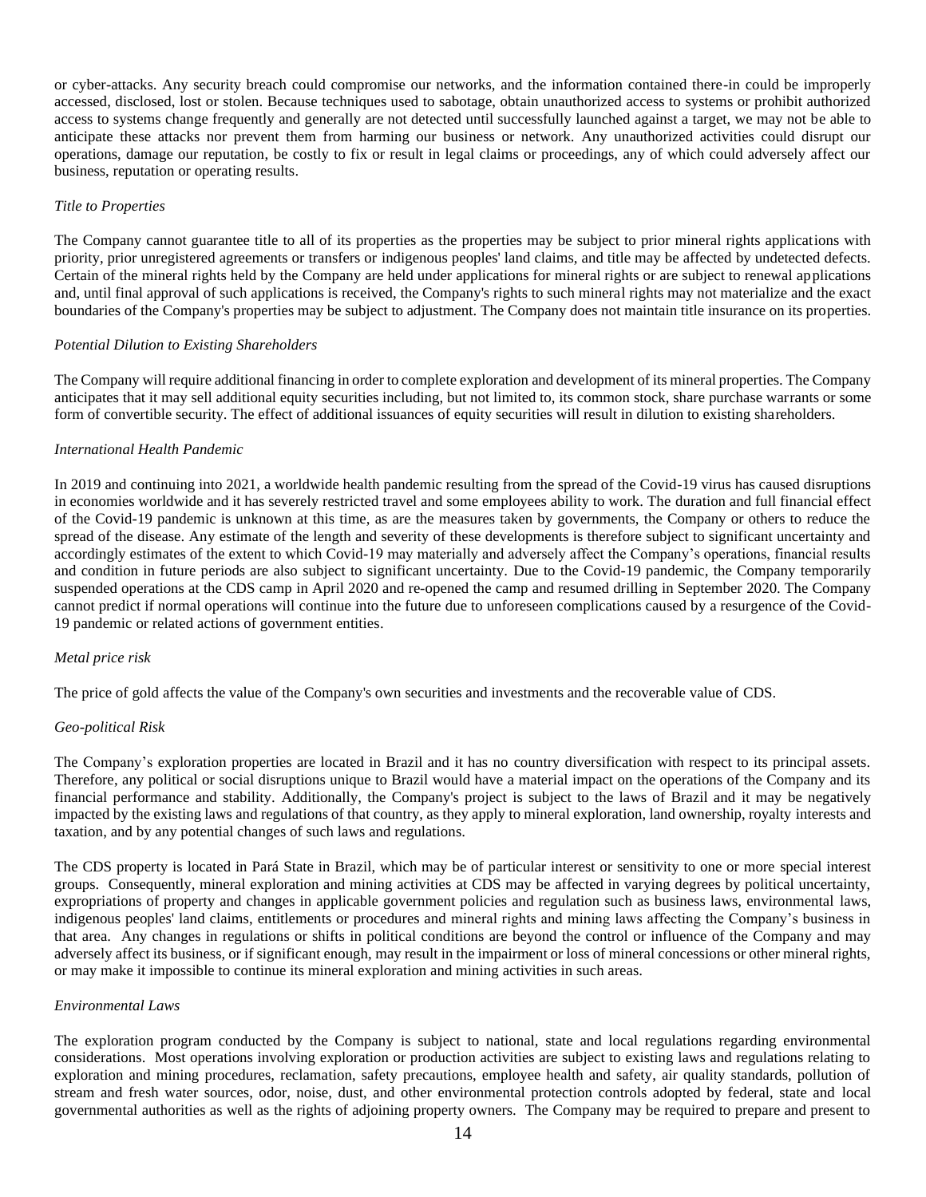or cyber-attacks. Any security breach could compromise our networks, and the information contained there-in could be improperly accessed, disclosed, lost or stolen. Because techniques used to sabotage, obtain unauthorized access to systems or prohibit authorized access to systems change frequently and generally are not detected until successfully launched against a target, we may not be able to anticipate these attacks nor prevent them from harming our business or network. Any unauthorized activities could disrupt our operations, damage our reputation, be costly to fix or result in legal claims or proceedings, any of which could adversely affect our business, reputation or operating results.

*Title to Properties*

The Company cannot guarantee title to all of its properties as the properties may be subject to prior mineral rights applications with priority, prior unregistered agreements or transfers or indigenous peoples' land claims, and title may be affected by undetected defects. Certain of the mineral rights held by the Company are held under applications for mineral rights or are subject to renewal applications and, until final approval of such applications is received, the Company's rights to such mineral rights may not materialize and the exact boundaries of the Company's properties may be subject to adjustment. The Company does not maintain title insurance on its properties.

*Potential Dilution to Existing Shareholders*

The Company will require additional financing in order to complete exploration and development of its mineral properties. The Company anticipates that it may sell additional equity securities including, but not limited to, its common stock, share purchase warrants or some form of convertible security. The effect of additional issuances of equity securities will result in dilution to existing shareholders.

*International Health Pandemic*

In 2019 and continuing into 2021, a worldwide health pandemic resulting from the spread of the Covid-19 virus has caused disruptions in economies worldwide and it has severely restricted travel and some employees ability to work. The duration and full financial effect of the Covid-19 pandemic is unknown at this time, as are the measures taken by governments, the Company or others to reduce the spread of the disease. Any estimate of the length and severity of these developments is therefore subject to significant uncertainty and accordingly estimates of the extent to which Covid-19 may materially and adversely affect the Company's operations, financial results and condition in future periods are also subject to significant uncertainty. Due to the Covid-19 pandemic, the Company temporarily suspended operations at the CDS camp in April 2020 and re-opened the camp and resumed drilling in September 2020. The Company cannot predict if normal operations will continue into the future due to unforeseen complications caused by a resurgence of the Covid-19 pandemic or related actions of government entities.

*Metal price risk*

The price of gold affects the value of the Company's own securities and investments and the recoverable value of CDS.

*Geo-political Risk*

The Company's exploration properties are located in Brazil and it has no country diversification with respect to its principal assets. Therefore, any political or social disruptions unique to Brazil would have a material impact on the operations of the Company and its financial performance and stability. Additionally, the Company's project is subject to the laws of Brazil and it may be negatively impacted by the existing laws and regulations of that country, as they apply to mineral exploration, land ownership, royalty interests and taxation, and by any potential changes of such laws and regulations.

The CDS property is located in Pará State in Brazil, which may be of particular interest or sensitivity to one or more special interest groups. Consequently, mineral exploration and mining activities at CDS may be affected in varying degrees by political uncertainty, expropriations of property and changes in applicable government policies and regulation such as business laws, environmental laws, indigenous peoples' land claims, entitlements or procedures and mineral rights and mining laws affecting the Company's business in that area. Any changes in regulations or shifts in political conditions are beyond the control or influence of the Company and may adversely affect its business, or if significant enough, may result in the impairment or loss of mineral concessions or other mineral rights, or may make it impossible to continue its mineral exploration and mining activities in such areas.

*Environmental Laws*

The exploration program conducted by the Company is subject to national, state and local regulations regarding environmental considerations. Most operations involving exploration or production activities are subject to existing laws and regulations relating to exploration and mining procedures, reclamation, safety precautions, employee health and safety, air quality standards, pollution of stream and fresh water sources, odor, noise, dust, and other environmental protection controls adopted by federal, state and local governmental authorities as well as the rights of adjoining property owners. The Company may be required to prepare and present to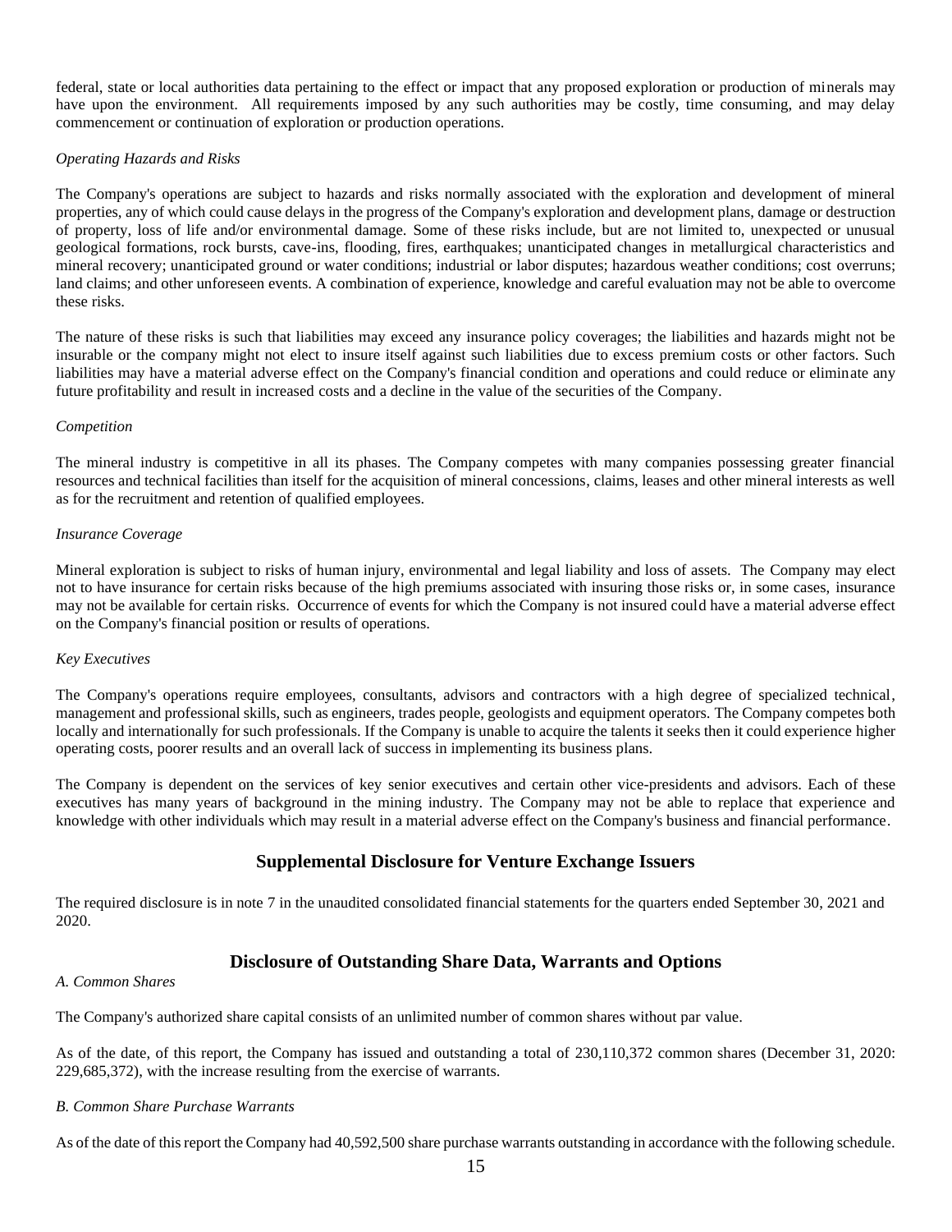federal, state or local authorities data pertaining to the effect or impact that any proposed exploration or production of minerals may have upon the environment. All requirements imposed by any such authorities may be costly, time consuming, and may delay commencement or continuation of exploration or production operations.

*Operating Hazards and Risks*

The Company's operations are subject to hazards and risks normally associated with the exploration and development of mineral properties, any of which could cause delays in the progress of the Company's exploration and development plans, damage or destruction of property, loss of life and/or environmental damage. Some of these risks include, but are not limited to, unexpected or unusual geological formations, rock bursts, cave-ins, flooding, fires, earthquakes; unanticipated changes in metallurgical characteristics and mineral recovery; unanticipated ground or water conditions; industrial or labor disputes; hazardous weather conditions; cost overruns; land claims; and other unforeseen events. A combination of experience, knowledge and careful evaluation may not be able to overcome these risks.

The nature of these risks is such that liabilities may exceed any insurance policy coverages; the liabilities and hazards might not be insurable or the company might not elect to insure itself against such liabilities due to excess premium costs or other factors. Such liabilities may have a material adverse effect on the Company's financial condition and operations and could reduce or eliminate any future profitability and result in increased costs and a decline in the value of the securities of the Company.

*Competition*

The mineral industry is competitive in all its phases. The Company competes with many companies possessing greater financial resources and technical facilities than itself for the acquisition of mineral concessions, claims, leases and other mineral interests as well as for the recruitment and retention of qualified employees.

*Insurance Coverage*

Mineral exploration is subject to risks of human injury, environmental and legal liability and loss of assets. The Company may elect not to have insurance for certain risks because of the high premiums associated with insuring those risks or, in some cases, insurance may not be available for certain risks. Occurrence of events for which the Company is not insured could have a material adverse effect on the Company's financial position or results of operations.

*Key Executives*

The Company's operations require employees, consultants, advisors and contractors with a high degree of specialized technical, management and professional skills, such as engineers, trades people, geologists and equipment operators. The Company competes both locally and internationally for such professionals. If the Company is unable to acquire the talents it seeks then it could experience higher operating costs, poorer results and an overall lack of success in implementing its business plans.

The Company is dependent on the services of key senior executives and certain other vice-presidents and advisors. Each of these executives has many years of background in the mining industry. The Company may not be able to replace that experience and knowledge with other individuals which may result in a material adverse effect on the Company's business and financial performance.

## Supplemental Disclosure for Venture Exchange Issuers

The required disclosure is in note 7 in the unaudited consolidated financial statements for the quarters ended September 30, 2021 and 2020.

## Disclosure of Outstanding Share Data, Warrants and Options

*A. Common Shares*

The Company's authorized share capital consists of an unlimited number of common shares without par value.

As of the date, of this report, the Company has issued and outstanding a total of 230,110,372 common shares (December 31, 2020: 229,685,372), with the increase resulting from the exercise of warrants.

*B. Common Share Purchase Warrants*

As of the date of this report the Company had 40,592,500 share purchase warrants outstanding in accordance with the following schedule.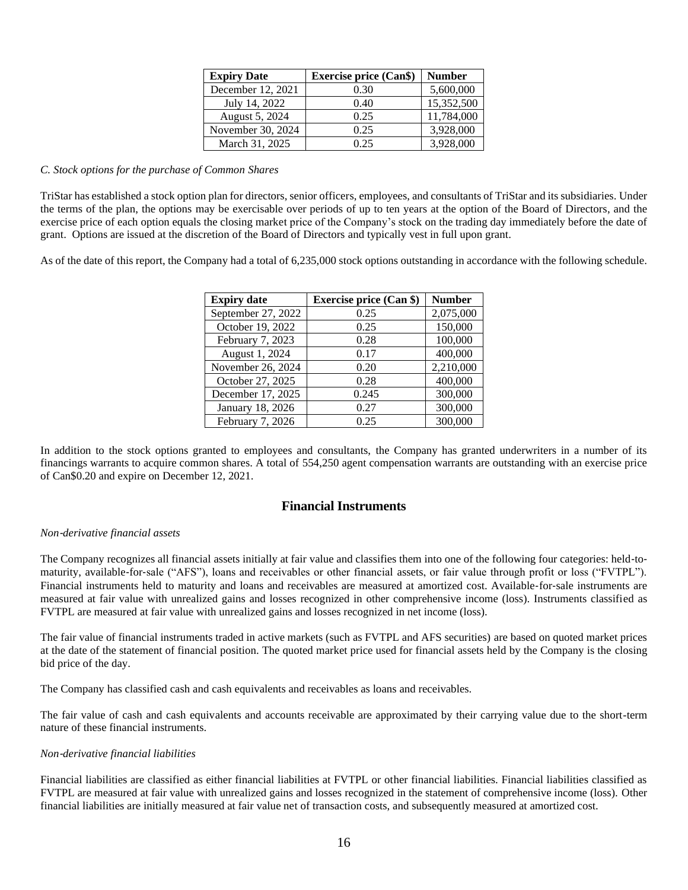| Expiry Date | Exercise price (Can$) | Number |
|---|---|---|
| December 12, 2021 | 0.30 | 5,600,000 |
| July 14, 2022 | 0.40 | 15,352,500 |
| August 5, 2024 | 0.25 | 11,784,000 |
| November 30, 2024 | 0.25 | 3,928,000 |
| March 31, 2025 | 0.25 | 3,928,000 |

*C. Stock options for the purchase of Common Shares*

TriStar has established a stock option plan for directors, senior officers, employees, and consultants of TriStar and its subsidiaries. Under the terms of the plan, the options may be exercisable over periods of up to ten years at the option of the Board of Directors, and the exercise price of each option equals the closing market price of the Company's stock on the trading day immediately before the date of grant. Options are issued at the discretion of the Board of Directors and typically vest in full upon grant.

As of the date of this report, the Company had a total of 6,235,000 stock options outstanding in accordance with the following schedule.

| Expiry date | Exercise price (Can $) | Number |
|---|---|---|
| September 27, 2022 | 0.25 | 2,075,000 |
| October 19, 2022 | 0.25 | 150,000 |
| February 7, 2023 | 0.28 | 100,000 |
| August 1, 2024 | 0.17 | 400,000 |
| November 26, 2024 | 0.20 | 2,210,000 |
| October 27, 2025 | 0.28 | 400,000 |
| December 17, 2025 | 0.245 | 300,000 |
| January 18, 2026 | 0.27 | 300,000 |
| February 7, 2026 | 0.25 | 300,000 |

In addition to the stock options granted to employees and consultants, the Company has granted underwriters in a number of its financings warrants to acquire common shares. A total of 554,250 agent compensation warrants are outstanding with an exercise price of Can$0.20 and expire on December 12, 2021.

## Financial Instruments

*Non-derivative financial assets*

The Company recognizes all financial assets initially at fair value and classifies them into one of the following four categories: held-to-maturity, available-for-sale ("AFS"), loans and receivables or other financial assets, or fair value through profit or loss ("FVTPL"). Financial instruments held to maturity and loans and receivables are measured at amortized cost. Available-for-sale instruments are measured at fair value with unrealized gains and losses recognized in other comprehensive income (loss). Instruments classified as FVTPL are measured at fair value with unrealized gains and losses recognized in net income (loss).

The fair value of financial instruments traded in active markets (such as FVTPL and AFS securities) are based on quoted market prices at the date of the statement of financial position. The quoted market price used for financial assets held by the Company is the closing bid price of the day.

The Company has classified cash and cash equivalents and receivables as loans and receivables.

The fair value of cash and cash equivalents and accounts receivable are approximated by their carrying value due to the short-term nature of these financial instruments.

*Non-derivative financial liabilities*

Financial liabilities are classified as either financial liabilities at FVTPL or other financial liabilities. Financial liabilities classified as FVTPL are measured at fair value with unrealized gains and losses recognized in the statement of comprehensive income (loss). Other financial liabilities are initially measured at fair value net of transaction costs, and subsequently measured at amortized cost.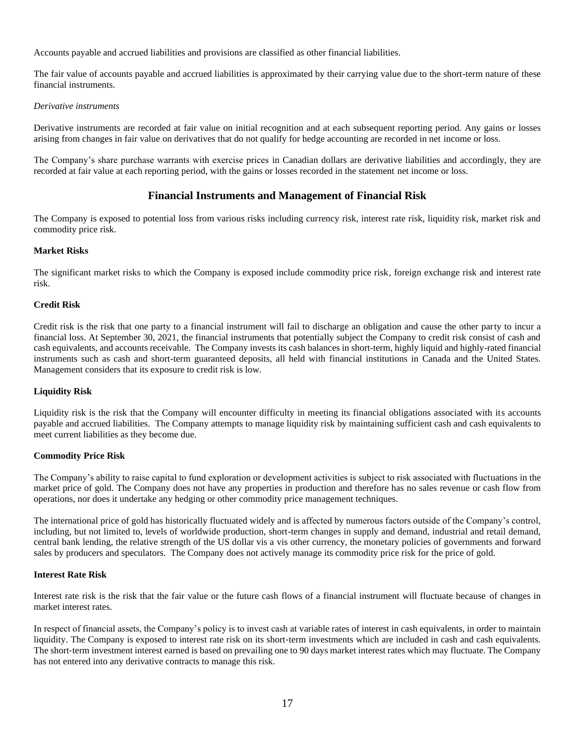Accounts payable and accrued liabilities and provisions are classified as other financial liabilities.

The fair value of accounts payable and accrued liabilities is approximated by their carrying value due to the short-term nature of these financial instruments.

*Derivative instruments*

Derivative instruments are recorded at fair value on initial recognition and at each subsequent reporting period. Any gains or losses arising from changes in fair value on derivatives that do not qualify for hedge accounting are recorded in net income or loss.

The Company's share purchase warrants with exercise prices in Canadian dollars are derivative liabilities and accordingly, they are recorded at fair value at each reporting period, with the gains or losses recorded in the statement net income or loss.

## Financial Instruments and Management of Financial Risk

The Company is exposed to potential loss from various risks including currency risk, interest rate risk, liquidity risk, market risk and commodity price risk.

**Market Risks**

The significant market risks to which the Company is exposed include commodity price risk, foreign exchange risk and interest rate risk.

**Credit Risk**

Credit risk is the risk that one party to a financial instrument will fail to discharge an obligation and cause the other party to incur a financial loss. At September 30, 2021, the financial instruments that potentially subject the Company to credit risk consist of cash and cash equivalents, and accounts receivable. The Company invests its cash balances in short-term, highly liquid and highly-rated financial instruments such as cash and short-term guaranteed deposits, all held with financial institutions in Canada and the United States. Management considers that its exposure to credit risk is low.

**Liquidity Risk**

Liquidity risk is the risk that the Company will encounter difficulty in meeting its financial obligations associated with its accounts payable and accrued liabilities. The Company attempts to manage liquidity risk by maintaining sufficient cash and cash equivalents to meet current liabilities as they become due.

**Commodity Price Risk**

The Company's ability to raise capital to fund exploration or development activities is subject to risk associated with fluctuations in the market price of gold. The Company does not have any properties in production and therefore has no sales revenue or cash flow from operations, nor does it undertake any hedging or other commodity price management techniques.

The international price of gold has historically fluctuated widely and is affected by numerous factors outside of the Company's control, including, but not limited to, levels of worldwide production, short-term changes in supply and demand, industrial and retail demand, central bank lending, the relative strength of the US dollar vis a vis other currency, the monetary policies of governments and forward sales by producers and speculators. The Company does not actively manage its commodity price risk for the price of gold.

**Interest Rate Risk**

Interest rate risk is the risk that the fair value or the future cash flows of a financial instrument will fluctuate because of changes in market interest rates.

In respect of financial assets, the Company's policy is to invest cash at variable rates of interest in cash equivalents, in order to maintain liquidity. The Company is exposed to interest rate risk on its short-term investments which are included in cash and cash equivalents. The short-term investment interest earned is based on prevailing one to 90 days market interest rates which may fluctuate. The Company has not entered into any derivative contracts to manage this risk.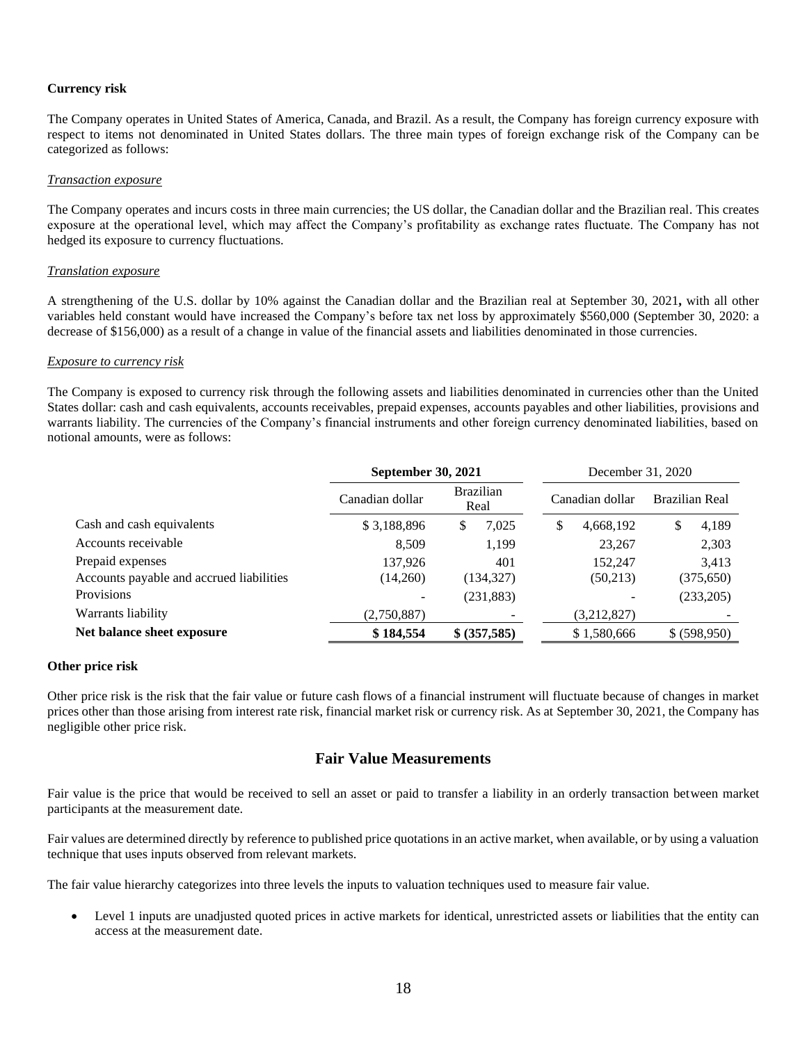**Currency risk**

The Company operates in United States of America, Canada, and Brazil. As a result, the Company has foreign currency exposure with respect to items not denominated in United States dollars. The three main types of foreign exchange risk of the Company can be categorized as follows:

*Transaction exposure*

The Company operates and incurs costs in three main currencies; the US dollar, the Canadian dollar and the Brazilian real. This creates exposure at the operational level, which may affect the Company's profitability as exchange rates fluctuate. The Company has not hedged its exposure to currency fluctuations.

*Translation exposure*

A strengthening of the U.S. dollar by 10% against the Canadian dollar and the Brazilian real at September 30, 2021**,** with all other variables held constant would have increased the Company's before tax net loss by approximately $560,000 (September 30, 2020: a decrease of $156,000) as a result of a change in value of the financial assets and liabilities denominated in those currencies.

*Exposure to currency risk*

The Company is exposed to currency risk through the following assets and liabilities denominated in currencies other than the United States dollar: cash and cash equivalents, accounts receivables, prepaid expenses, accounts payables and other liabilities, provisions and warrants liability. The currencies of the Company's financial instruments and other foreign currency denominated liabilities, based on notional amounts, were as follows:

| | **September 30, 2021** | | December 31, 2020 | |
|---|---|---|---|---|
| | Canadian dollar | Brazilian Real | Canadian dollar | Brazilian Real |
| Cash and cash equivalents | $ 3,188,896 | $ 7,025 | $ 4,668,192 | $ 4,189 |
| Accounts receivable | 8,509 | 1,199 | 23,267 | 2,303 |
| Prepaid expenses | 137,926 | 401 | 152,247 | 3,413 |
| Accounts payable and accrued liabilities | (14,260) | (134,327) | (50,213) | (375,650) |
| Provisions | - | (231,883) | - | (233,205) |
| Warrants liability | (2,750,887) | - | (3,212,827) | - |
| **Net balance sheet exposure** | **$ 184,554** | **$ (357,585)** | $ 1,580,666 | $ (598,950) |

**Other price risk**

Other price risk is the risk that the fair value or future cash flows of a financial instrument will fluctuate because of changes in market prices other than those arising from interest rate risk, financial market risk or currency risk. As at September 30, 2021, the Company has negligible other price risk.

## Fair Value Measurements

Fair value is the price that would be received to sell an asset or paid to transfer a liability in an orderly transaction between market participants at the measurement date.

Fair values are determined directly by reference to published price quotations in an active market, when available, or by using a valuation technique that uses inputs observed from relevant markets.

The fair value hierarchy categorizes into three levels the inputs to valuation techniques used to measure fair value.

- Level 1 inputs are unadjusted quoted prices in active markets for identical, unrestricted assets or liabilities that the entity can access at the measurement date.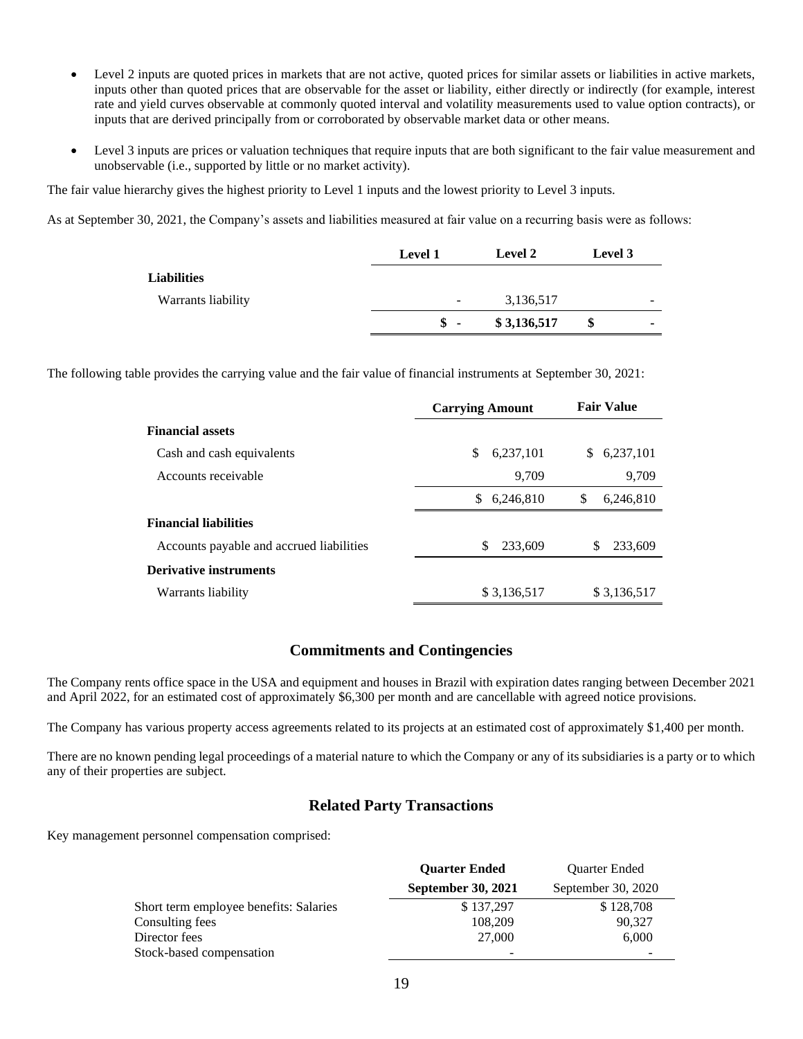- Level 2 inputs are quoted prices in markets that are not active, quoted prices for similar assets or liabilities in active markets, inputs other than quoted prices that are observable for the asset or liability, either directly or indirectly (for example, interest rate and yield curves observable at commonly quoted interval and volatility measurements used to value option contracts), or inputs that are derived principally from or corroborated by observable market data or other means.

- Level 3 inputs are prices or valuation techniques that require inputs that are both significant to the fair value measurement and unobservable (i.e., supported by little or no market activity).

The fair value hierarchy gives the highest priority to Level 1 inputs and the lowest priority to Level 3 inputs.

As at September 30, 2021, the Company's assets and liabilities measured at fair value on a recurring basis were as follows:

| | Level 1 | Level 2 | Level 3 |
|---|---|---|---|
| **Liabilities** | | | |
| Warrants liability | - | 3,136,517 | - |
| | $ - | $ 3,136,517 | $ - |

The following table provides the carrying value and the fair value of financial instruments at September 30, 2021:

| | Carrying Amount | Fair Value |
|---|---|---|
| **Financial assets** | | |
| Cash and cash equivalents | $ 6,237,101 | $ 6,237,101 |
| Accounts receivable | 9,709 | 9,709 |
| | $ 6,246,810 | $ 6,246,810 |
| **Financial liabilities** | | |
| Accounts payable and accrued liabilities | $ 233,609 | $ 233,609 |
| **Derivative instruments** | | |
| Warrants liability | $ 3,136,517 | $ 3,136,517 |

## Commitments and Contingencies

The Company rents office space in the USA and equipment and houses in Brazil with expiration dates ranging between December 2021 and April 2022, for an estimated cost of approximately $6,300 per month and are cancellable with agreed notice provisions.

The Company has various property access agreements related to its projects at an estimated cost of approximately $1,400 per month.

There are no known pending legal proceedings of a material nature to which the Company or any of its subsidiaries is a party or to which any of their properties are subject.

## Related Party Transactions

Key management personnel compensation comprised:

| | Quarter Ended September 30, 2021 | Quarter Ended September 30, 2020 |
|---|---|---|
| Short term employee benefits: Salaries | $ 137,297 | $ 128,708 |
| Consulting fees | 108,209 | 90,327 |
| Director fees | 27,000 | 6,000 |
| Stock-based compensation | - | - |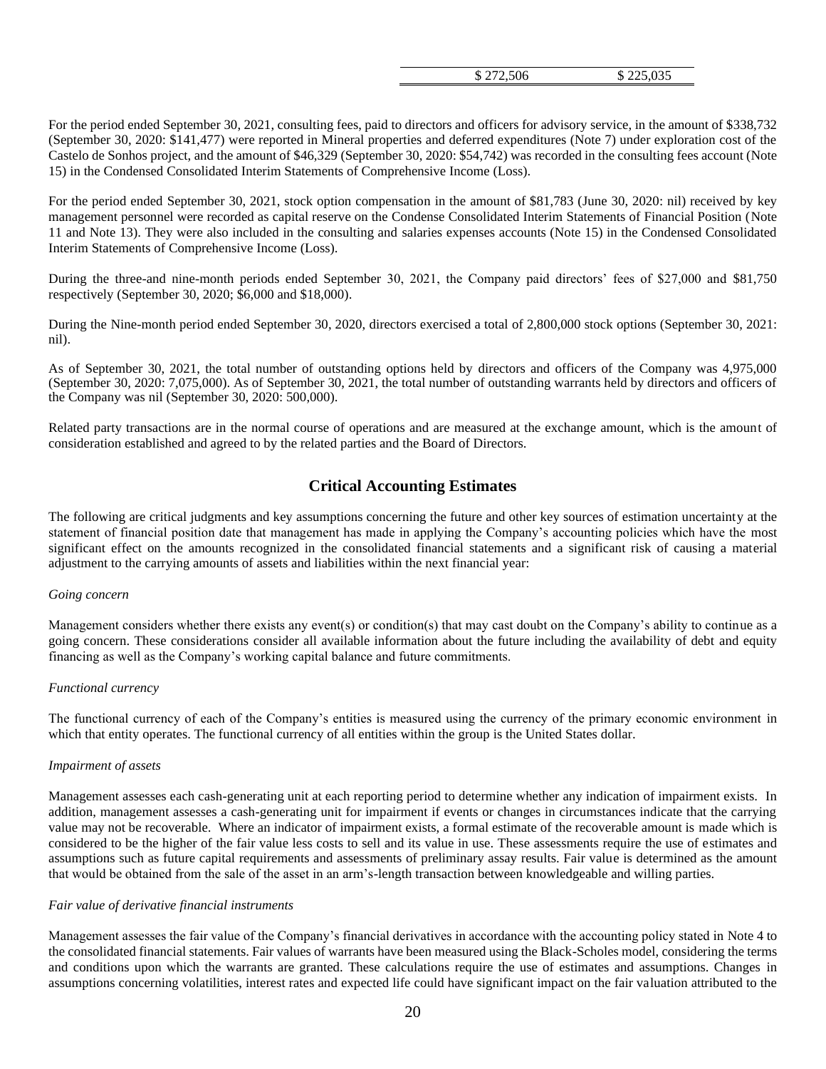| | $ 272,506 | $ 225,035 |
|---|---|---|

For the period ended September 30, 2021, consulting fees, paid to directors and officers for advisory service, in the amount of $338,732 (September 30, 2020: $141,477) were reported in Mineral properties and deferred expenditures (Note 7) under exploration cost of the Castelo de Sonhos project, and the amount of $46,329 (September 30, 2020: $54,742) was recorded in the consulting fees account (Note 15) in the Condensed Consolidated Interim Statements of Comprehensive Income (Loss).

For the period ended September 30, 2021, stock option compensation in the amount of $81,783 (June 30, 2020: nil) received by key management personnel were recorded as capital reserve on the Condense Consolidated Interim Statements of Financial Position (Note 11 and Note 13). They were also included in the consulting and salaries expenses accounts (Note 15) in the Condensed Consolidated Interim Statements of Comprehensive Income (Loss).

During the three-and nine-month periods ended September 30, 2021, the Company paid directors' fees of $27,000 and $81,750 respectively (September 30, 2020; $6,000 and $18,000).

During the Nine-month period ended September 30, 2020, directors exercised a total of 2,800,000 stock options (September 30, 2021: nil).

As of September 30, 2021, the total number of outstanding options held by directors and officers of the Company was 4,975,000 (September 30, 2020: 7,075,000). As of September 30, 2021, the total number of outstanding warrants held by directors and officers of the Company was nil (September 30, 2020: 500,000).

Related party transactions are in the normal course of operations and are measured at the exchange amount, which is the amount of consideration established and agreed to by the related parties and the Board of Directors.

## Critical Accounting Estimates

The following are critical judgments and key assumptions concerning the future and other key sources of estimation uncertainty at the statement of financial position date that management has made in applying the Company's accounting policies which have the most significant effect on the amounts recognized in the consolidated financial statements and a significant risk of causing a material adjustment to the carrying amounts of assets and liabilities within the next financial year:

*Going concern*

Management considers whether there exists any event(s) or condition(s) that may cast doubt on the Company's ability to continue as a going concern. These considerations consider all available information about the future including the availability of debt and equity financing as well as the Company's working capital balance and future commitments.

*Functional currency*

The functional currency of each of the Company's entities is measured using the currency of the primary economic environment in which that entity operates. The functional currency of all entities within the group is the United States dollar.

*Impairment of assets*

Management assesses each cash-generating unit at each reporting period to determine whether any indication of impairment exists. In addition, management assesses a cash-generating unit for impairment if events or changes in circumstances indicate that the carrying value may not be recoverable. Where an indicator of impairment exists, a formal estimate of the recoverable amount is made which is considered to be the higher of the fair value less costs to sell and its value in use. These assessments require the use of estimates and assumptions such as future capital requirements and assessments of preliminary assay results. Fair value is determined as the amount that would be obtained from the sale of the asset in an arm's-length transaction between knowledgeable and willing parties.

*Fair value of derivative financial instruments*

Management assesses the fair value of the Company's financial derivatives in accordance with the accounting policy stated in Note 4 to the consolidated financial statements. Fair values of warrants have been measured using the Black-Scholes model, considering the terms and conditions upon which the warrants are granted. These calculations require the use of estimates and assumptions. Changes in assumptions concerning volatilities, interest rates and expected life could have significant impact on the fair valuation attributed to the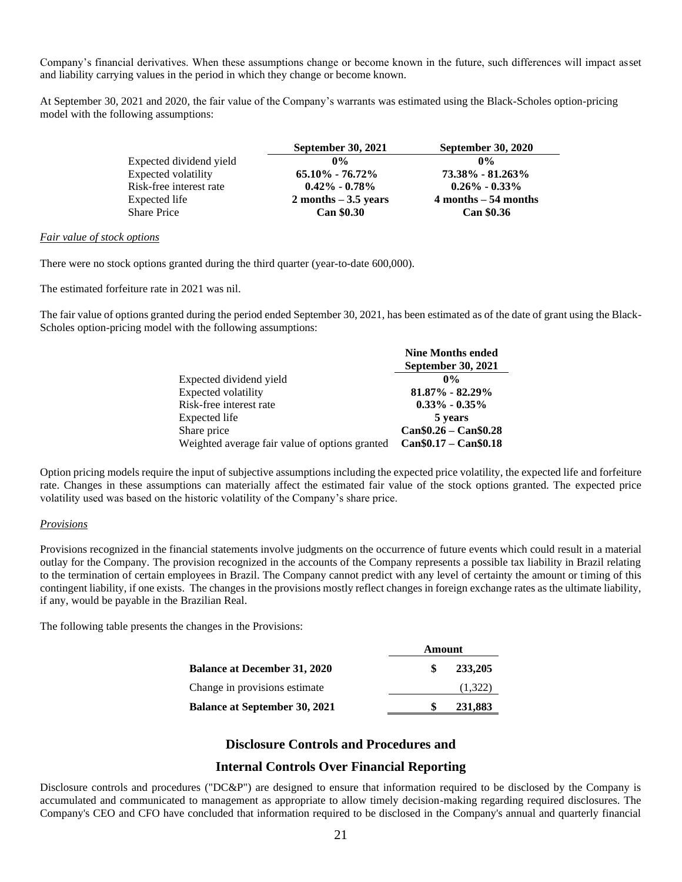Company's financial derivatives. When these assumptions change or become known in the future, such differences will impact asset and liability carrying values in the period in which they change or become known.

At September 30, 2021 and 2020, the fair value of the Company's warrants was estimated using the Black-Scholes option-pricing model with the following assumptions:

| | September 30, 2021 | September 30, 2020 |
|---|---|---|
| Expected dividend yield | 0% | 0% |
| Expected volatility | 65.10% - 76.72% | 73.38% - 81.263% |
| Risk-free interest rate | 0.42% - 0.78% | 0.26% - 0.33% |
| Expected life | 2 months – 3.5 years | 4 months – 54 months |
| Share Price | Can $0.30 | Can $0.36 |

*Fair value of stock options*

There were no stock options granted during the third quarter (year-to-date 600,000).

The estimated forfeiture rate in 2021 was nil.

The fair value of options granted during the period ended September 30, 2021, has been estimated as of the date of grant using the Black-Scholes option-pricing model with the following assumptions:

| | Nine Months ended September 30, 2021 |
|---|---|
| Expected dividend yield | 0% |
| Expected volatility | 81.87% - 82.29% |
| Risk-free interest rate | 0.33% - 0.35% |
| Expected life | 5 years |
| Share price | Can$0.26 – Can$0.28 |
| Weighted average fair value of options granted | Can$0.17 – Can$0.18 |

Option pricing models require the input of subjective assumptions including the expected price volatility, the expected life and forfeiture rate. Changes in these assumptions can materially affect the estimated fair value of the stock options granted. The expected price volatility used was based on the historic volatility of the Company's share price.

*Provisions*

Provisions recognized in the financial statements involve judgments on the occurrence of future events which could result in a material outlay for the Company. The provision recognized in the accounts of the Company represents a possible tax liability in Brazil relating to the termination of certain employees in Brazil. The Company cannot predict with any level of certainty the amount or timing of this contingent liability, if one exists. The changes in the provisions mostly reflect changes in foreign exchange rates as the ultimate liability, if any, would be payable in the Brazilian Real.

The following table presents the changes in the Provisions:

| | Amount |
|---|---|
| **Balance at December 31, 2020** | **$ 233,205** |
| Change in provisions estimate | (1,322) |
| **Balance at September 30, 2021** | **$ 231,883** |

## Disclosure Controls and Procedures and Internal Controls Over Financial Reporting

Disclosure controls and procedures ("DC&P") are designed to ensure that information required to be disclosed by the Company is accumulated and communicated to management as appropriate to allow timely decision-making regarding required disclosures. The Company's CEO and CFO have concluded that information required to be disclosed in the Company's annual and quarterly financial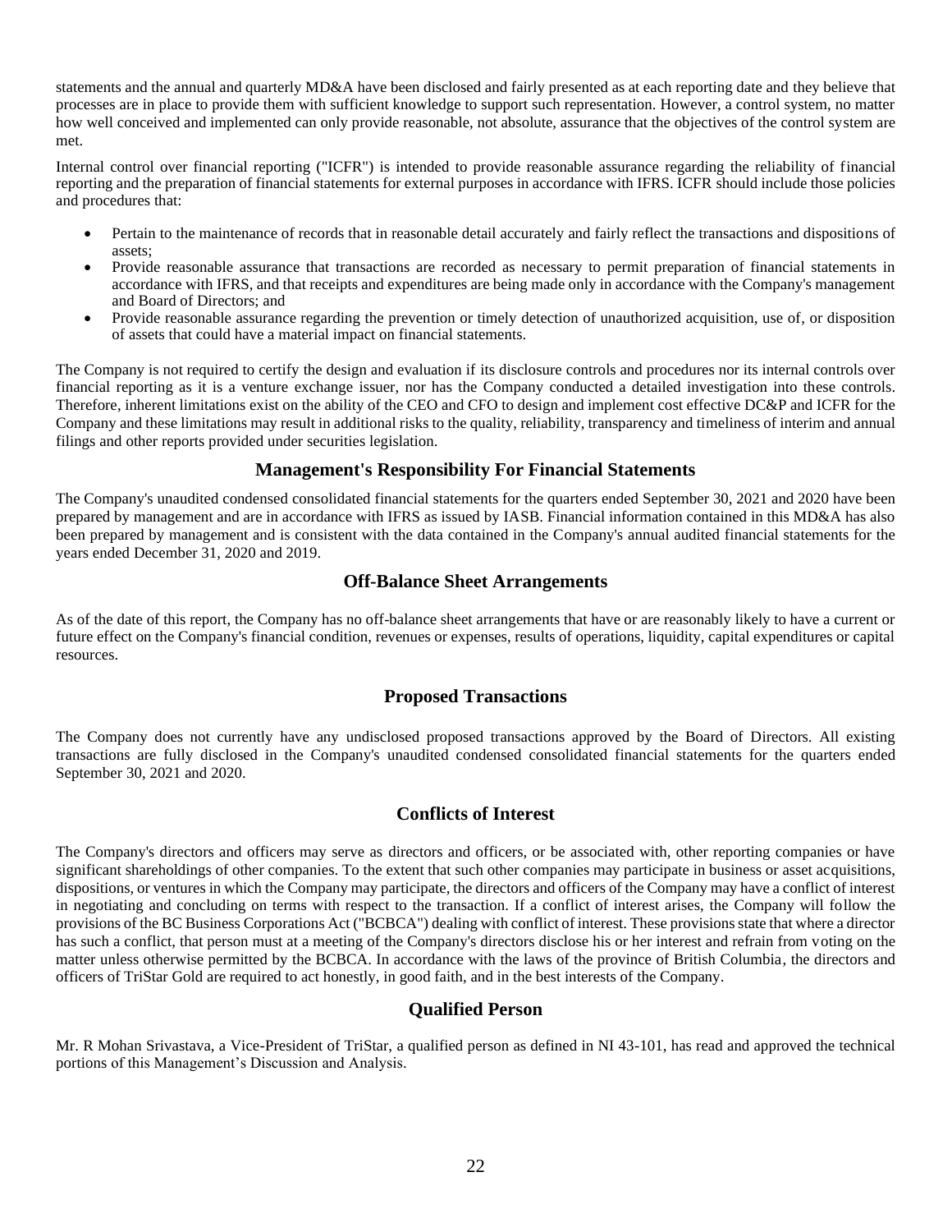statements and the annual and quarterly MD&A have been disclosed and fairly presented as at each reporting date and they believe that processes are in place to provide them with sufficient knowledge to support such representation. However, a control system, no matter how well conceived and implemented can only provide reasonable, not absolute, assurance that the objectives of the control system are met.

Internal control over financial reporting ("ICFR") is intended to provide reasonable assurance regarding the reliability of financial reporting and the preparation of financial statements for external purposes in accordance with IFRS. ICFR should include those policies and procedures that:

- Pertain to the maintenance of records that in reasonable detail accurately and fairly reflect the transactions and dispositions of assets;
- Provide reasonable assurance that transactions are recorded as necessary to permit preparation of financial statements in accordance with IFRS, and that receipts and expenditures are being made only in accordance with the Company's management and Board of Directors; and
- Provide reasonable assurance regarding the prevention or timely detection of unauthorized acquisition, use of, or disposition of assets that could have a material impact on financial statements.

The Company is not required to certify the design and evaluation if its disclosure controls and procedures nor its internal controls over financial reporting as it is a venture exchange issuer, nor has the Company conducted a detailed investigation into these controls. Therefore, inherent limitations exist on the ability of the CEO and CFO to design and implement cost effective DC&P and ICFR for the Company and these limitations may result in additional risks to the quality, reliability, transparency and timeliness of interim and annual filings and other reports provided under securities legislation.

## Management's Responsibility For Financial Statements

The Company's unaudited condensed consolidated financial statements for the quarters ended September 30, 2021 and 2020 have been prepared by management and are in accordance with IFRS as issued by IASB. Financial information contained in this MD&A has also been prepared by management and is consistent with the data contained in the Company's annual audited financial statements for the years ended December 31, 2020 and 2019.

## Off-Balance Sheet Arrangements

As of the date of this report, the Company has no off-balance sheet arrangements that have or are reasonably likely to have a current or future effect on the Company's financial condition, revenues or expenses, results of operations, liquidity, capital expenditures or capital resources.

## Proposed Transactions

The Company does not currently have any undisclosed proposed transactions approved by the Board of Directors. All existing transactions are fully disclosed in the Company's unaudited condensed consolidated financial statements for the quarters ended September 30, 2021 and 2020.

## Conflicts of Interest

The Company's directors and officers may serve as directors and officers, or be associated with, other reporting companies or have significant shareholdings of other companies. To the extent that such other companies may participate in business or asset acquisitions, dispositions, or ventures in which the Company may participate, the directors and officers of the Company may have a conflict of interest in negotiating and concluding on terms with respect to the transaction. If a conflict of interest arises, the Company will follow the provisions of the BC Business Corporations Act ("BCBCA") dealing with conflict of interest. These provisions state that where a director has such a conflict, that person must at a meeting of the Company's directors disclose his or her interest and refrain from voting on the matter unless otherwise permitted by the BCBCA. In accordance with the laws of the province of British Columbia, the directors and officers of TriStar Gold are required to act honestly, in good faith, and in the best interests of the Company.

## Qualified Person

Mr. R Mohan Srivastava, a Vice-President of TriStar, a qualified person as defined in NI 43-101, has read and approved the technical portions of this Management's Discussion and Analysis.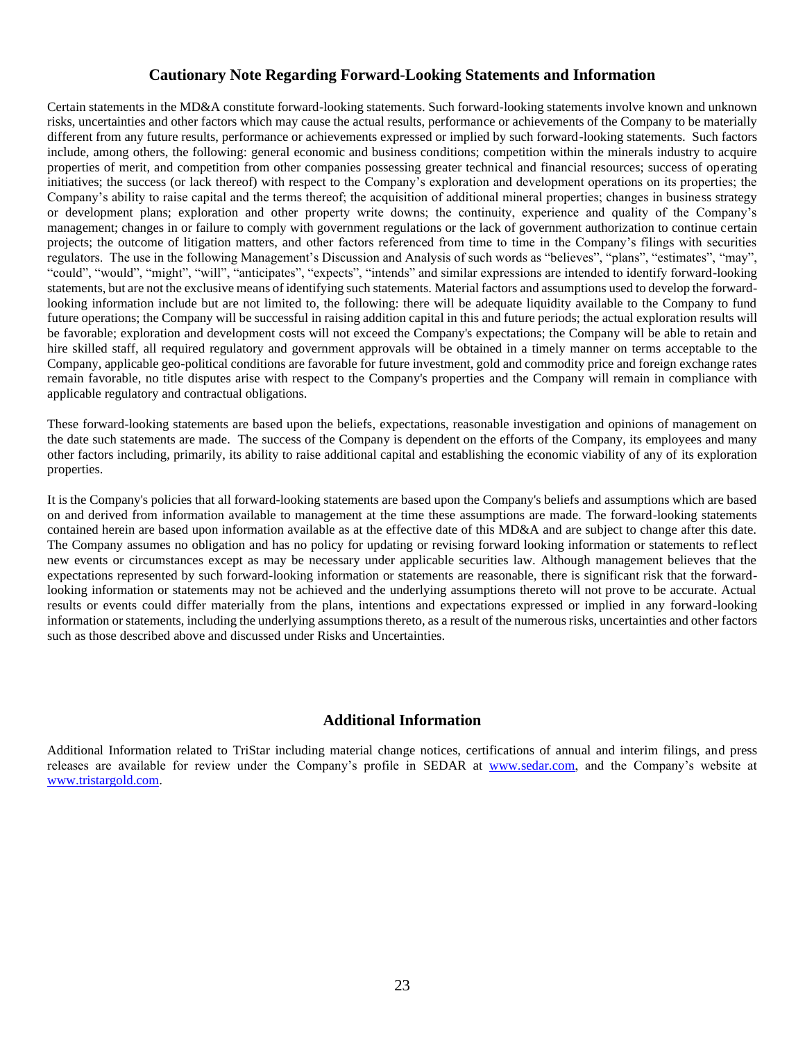## Cautionary Note Regarding Forward-Looking Statements and Information

Certain statements in the MD&A constitute forward-looking statements. Such forward-looking statements involve known and unknown risks, uncertainties and other factors which may cause the actual results, performance or achievements of the Company to be materially different from any future results, performance or achievements expressed or implied by such forward-looking statements. Such factors include, among others, the following: general economic and business conditions; competition within the minerals industry to acquire properties of merit, and competition from other companies possessing greater technical and financial resources; success of operating initiatives; the success (or lack thereof) with respect to the Company's exploration and development operations on its properties; the Company's ability to raise capital and the terms thereof; the acquisition of additional mineral properties; changes in business strategy or development plans; exploration and other property write downs; the continuity, experience and quality of the Company's management; changes in or failure to comply with government regulations or the lack of government authorization to continue certain projects; the outcome of litigation matters, and other factors referenced from time to time in the Company's filings with securities regulators. The use in the following Management's Discussion and Analysis of such words as "believes", "plans", "estimates", "may", "could", "would", "might", "will", "anticipates", "expects", "intends" and similar expressions are intended to identify forward-looking statements, but are not the exclusive means of identifying such statements. Material factors and assumptions used to develop the forward-looking information include but are not limited to, the following: there will be adequate liquidity available to the Company to fund future operations; the Company will be successful in raising addition capital in this and future periods; the actual exploration results will be favorable; exploration and development costs will not exceed the Company's expectations; the Company will be able to retain and hire skilled staff, all required regulatory and government approvals will be obtained in a timely manner on terms acceptable to the Company, applicable geo-political conditions are favorable for future investment, gold and commodity price and foreign exchange rates remain favorable, no title disputes arise with respect to the Company's properties and the Company will remain in compliance with applicable regulatory and contractual obligations.

These forward-looking statements are based upon the beliefs, expectations, reasonable investigation and opinions of management on the date such statements are made. The success of the Company is dependent on the efforts of the Company, its employees and many other factors including, primarily, its ability to raise additional capital and establishing the economic viability of any of its exploration properties.

It is the Company's policies that all forward-looking statements are based upon the Company's beliefs and assumptions which are based on and derived from information available to management at the time these assumptions are made. The forward-looking statements contained herein are based upon information available as at the effective date of this MD&A and are subject to change after this date. The Company assumes no obligation and has no policy for updating or revising forward looking information or statements to reflect new events or circumstances except as may be necessary under applicable securities law. Although management believes that the expectations represented by such forward-looking information or statements are reasonable, there is significant risk that the forward-looking information or statements may not be achieved and the underlying assumptions thereto will not prove to be accurate. Actual results or events could differ materially from the plans, intentions and expectations expressed or implied in any forward-looking information or statements, including the underlying assumptions thereto, as a result of the numerous risks, uncertainties and other factors such as those described above and discussed under Risks and Uncertainties.

## Additional Information

Additional Information related to TriStar including material change notices, certifications of annual and interim filings, and press releases are available for review under the Company's profile in SEDAR at www.sedar.com, and the Company's website at www.tristargold.com.